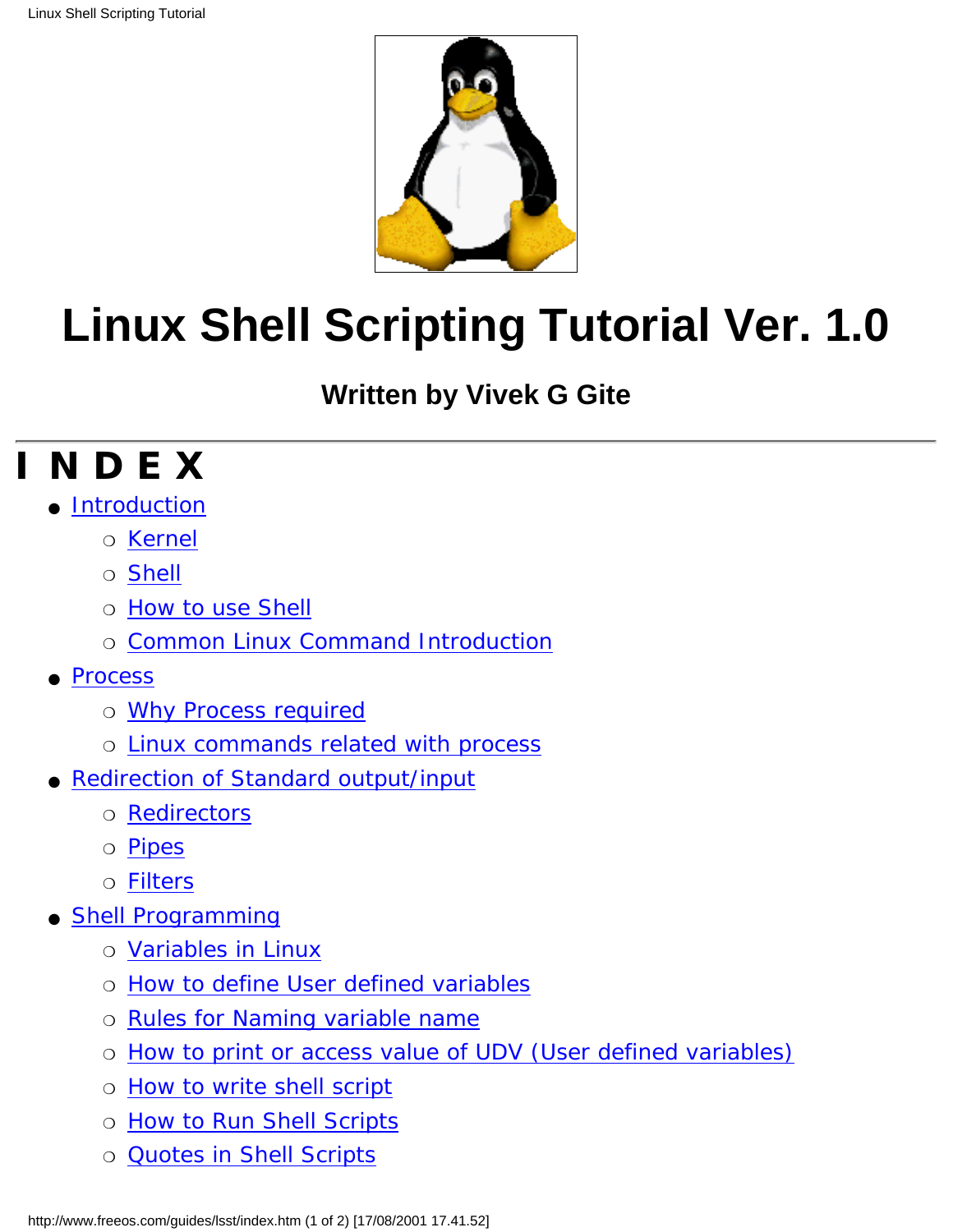# Linux Shell Scripting Tutorial Ver. 1.0

**Written by Vivek G Gite**

---

## I N D E X

- Introduction
  - Kernel
  - Shell
  - How to use Shell
  - Common Linux Command Introduction
- Process
  - Why Process required
  - Linux commands related with process
- Redirection of Standard output/input
  - Redirectors
  - Pipes
  - Filters
- Shell Programming
  - Variables in Linux
  - How to define User defined variables
  - Rules for Naming variable name
  - How to print or access value of UDV (User defined variables)
  - How to write shell script
  - How to Run Shell Scripts
  - Quotes in Shell Scripts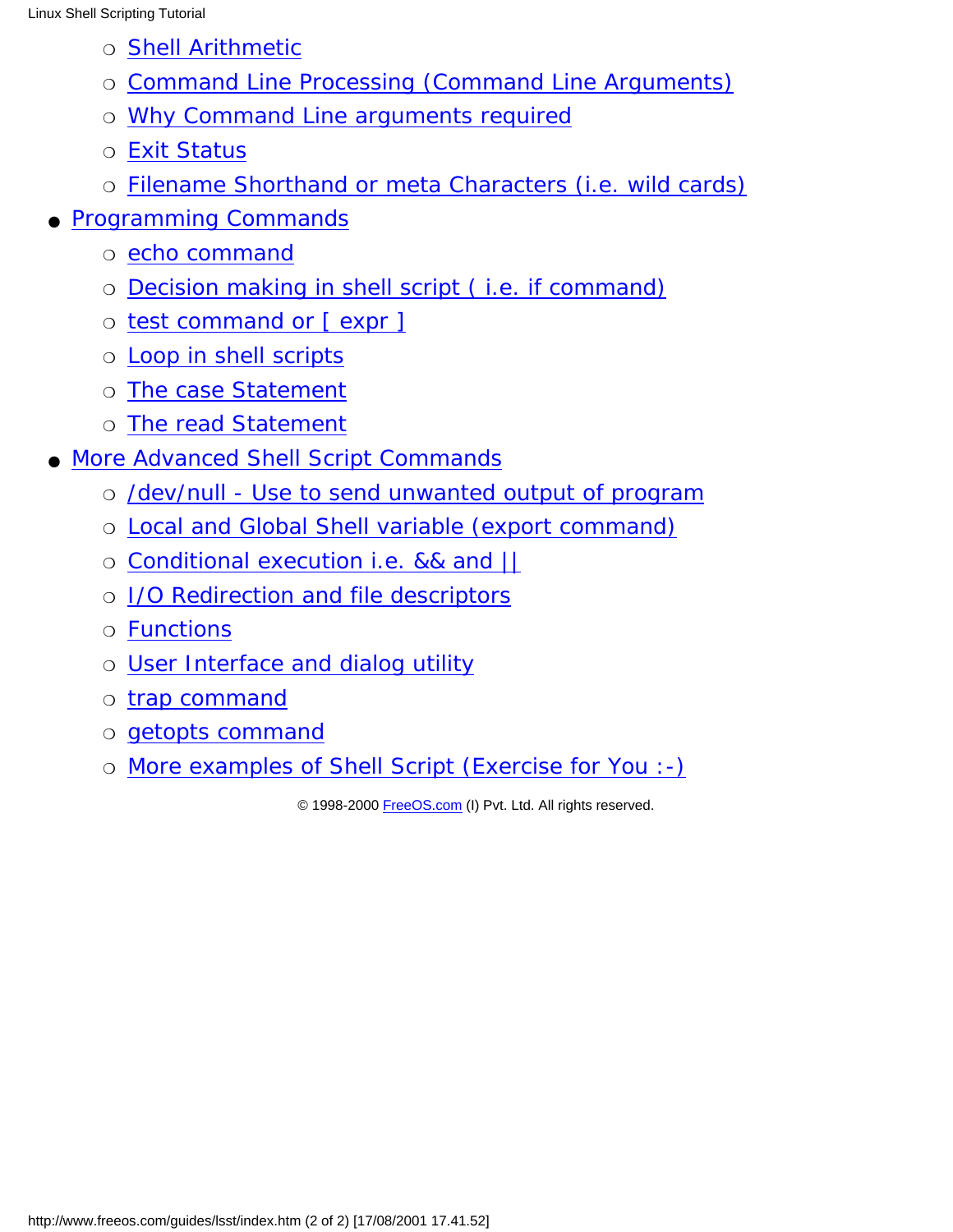- Shell Arithmetic
    - Command Line Processing (Command Line Arguments)
    - Why Command Line arguments required
    - Exit Status
    - Filename Shorthand or meta Characters (i.e. wild cards)
- Programming Commands
    - echo command
    - Decision making in shell script ( i.e. if command)
    - test command or [ expr ]
    - Loop in shell scripts
    - The case Statement
    - The read Statement
- More Advanced Shell Script Commands
    - /dev/null - Use to send unwanted output of program
    - Local and Global Shell variable (export command)
    - Conditional execution i.e. && and ||
    - I/O Redirection and file descriptors
    - Functions
    - User Interface and dialog utility
    - trap command
    - getopts command
    - More examples of Shell Script (Exercise for You :-)

© 1998-2000 FreeOS.com (I) Pvt. Ltd. All rights reserved.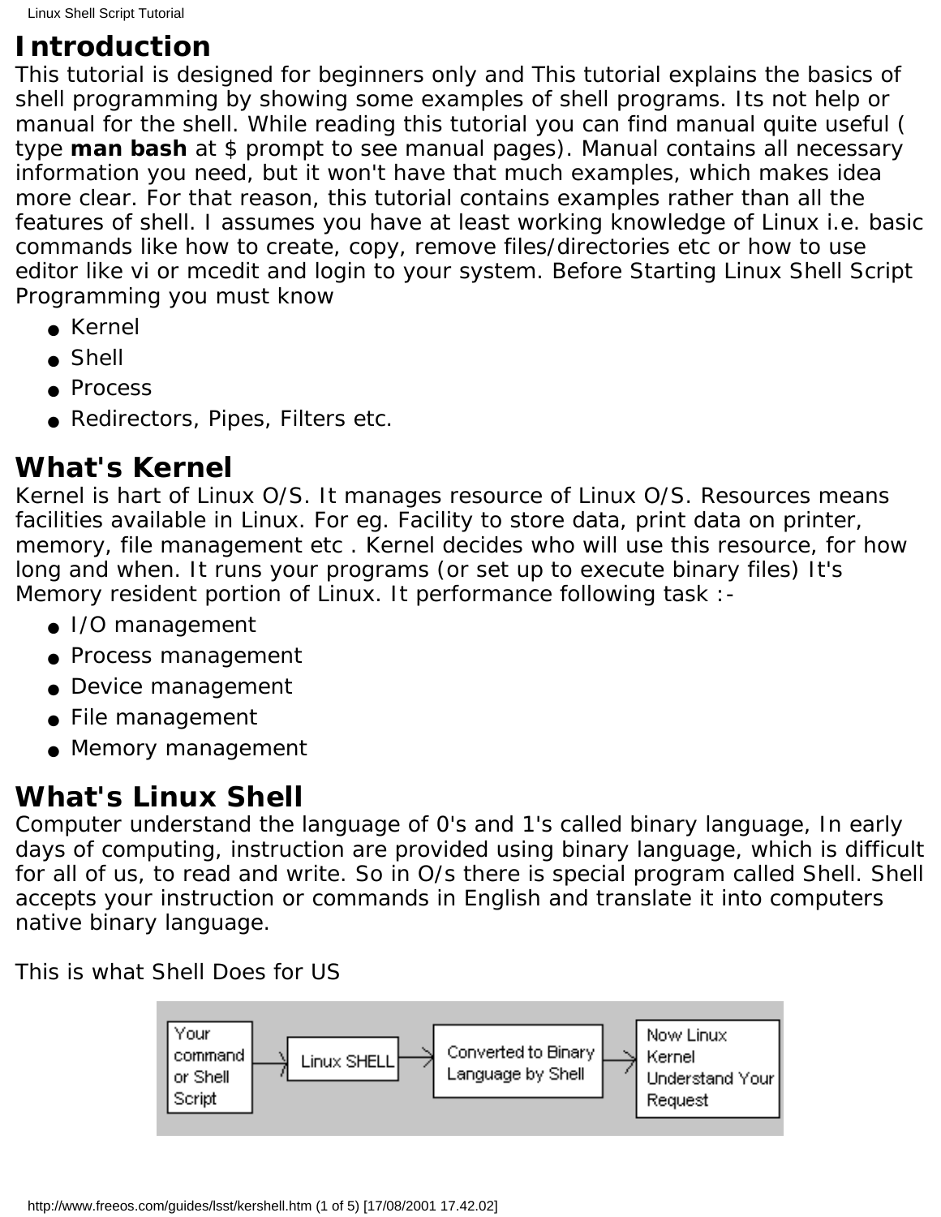# Introduction

This tutorial is designed for beginners only and This tutorial explains the basics of shell programming by showing some examples of shell programs. Its not help or manual for the shell. While reading this tutorial you can find manual quite useful ( type **man bash** at $ prompt to see manual pages). Manual contains all necessary information you need, but it won't have that much examples, which makes idea more clear. For that reason, this tutorial contains examples rather than all the features of shell. I assumes you have at least working knowledge of Linux i.e. basic commands like how to create, copy, remove files/directories etc or how to use editor like vi or mcedit and login to your system. Before Starting Linux Shell Script Programming you must know

- Kernel
- Shell
- Process
- Redirectors, Pipes, Filters etc.

# What's Kernel

Kernel is hart of Linux O/S. It manages resource of Linux O/S. Resources means facilities available in Linux. For eg. Facility to store data, print data on printer, memory, file management etc . Kernel decides who will use this resource, for how long and when. It runs your programs (or set up to execute binary files) It's Memory resident portion of Linux. It performance following task :-

- I/O management
- Process management
- Device management
- File management
- Memory management

# What's Linux Shell

Computer understand the language of 0's and 1's called binary language, In early days of computing, instruction are provided using binary language, which is difficult for all of us, to read and write. So in O/s there is special program called Shell. Shell accepts your instruction or commands in English and translate it into computers native binary language.

This is what Shell Does for US

Your command or Shell Script → Linux SHELL → Converted to Binary Language by Shell → Now Linux Kernel Understand Your Request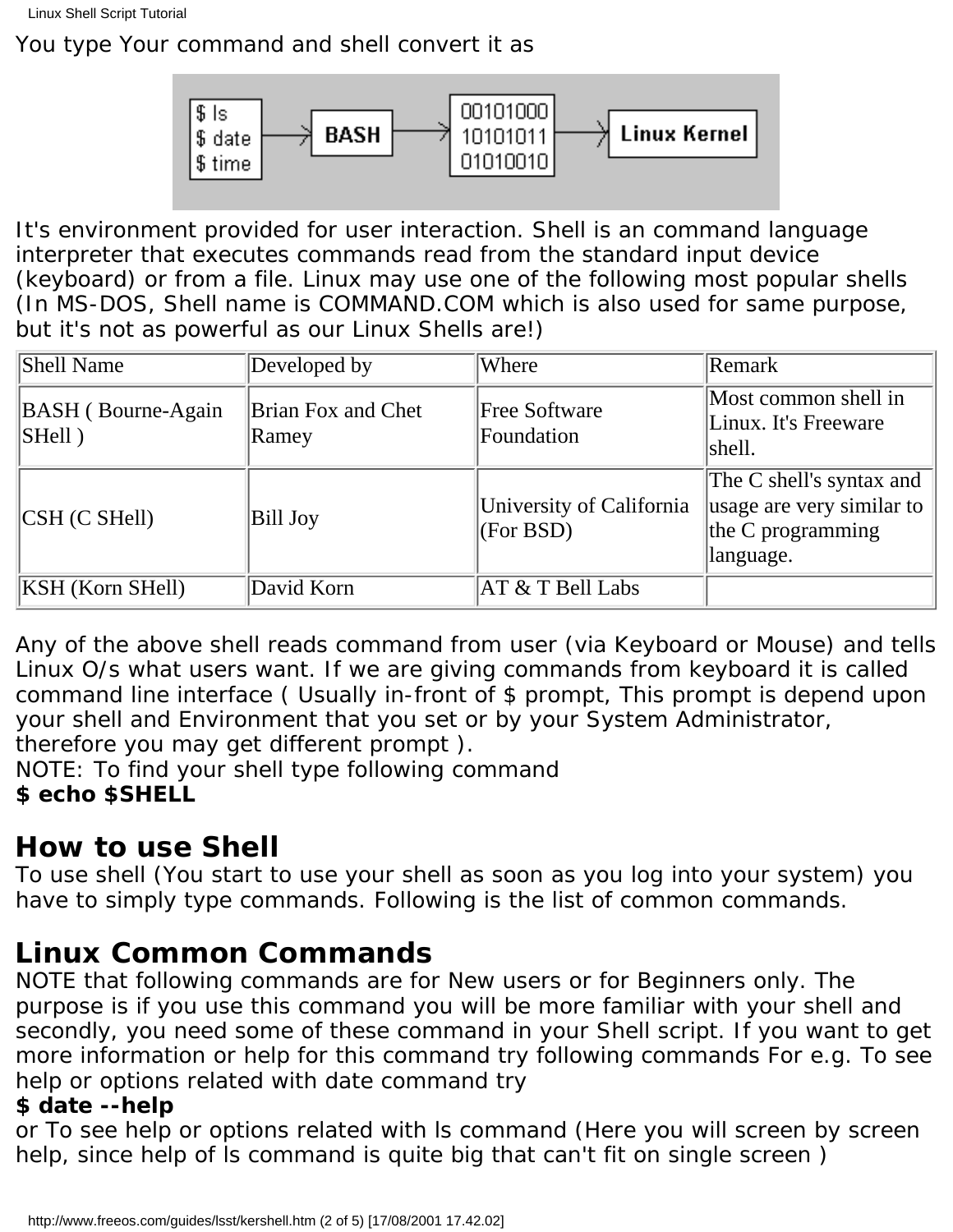You type Your command and shell convert it as

It's environment provided for user interaction. Shell is an command language interpreter that executes commands read from the standard input device (keyboard) or from a file. Linux may use one of the following most popular shells (In MS-DOS, Shell name is COMMAND.COM which is also used for same purpose, but it's not as powerful as our Linux Shells are!)

| Shell Name | Developed by | Where | Remark |
|---|---|---|---|
| BASH ( Bourne-Again SHell ) | Brian Fox and Chet Ramey | Free Software Foundation | Most common shell in Linux. It's Freeware shell. |
| CSH (C SHell) | Bill Joy | University of California (For BSD) | The C shell's syntax and usage are very similar to the C programming language. |
| KSH (Korn SHell) | David Korn | AT & T Bell Labs | |

Any of the above shell reads command from user (via Keyboard or Mouse) and tells Linux O/s what users want. If we are giving commands from keyboard it is called command line interface ( Usually in-front of $ prompt, This prompt is depend upon your shell and Environment that you set or by your System Administrator, therefore you may get different prompt ).
NOTE: To find your shell type following command
**$ echo $SHELL**

## How to use Shell

To use shell (You start to use your shell as soon as you log into your system) you have to simply type commands. Following is the list of common commands.

## Linux Common Commands

NOTE that following commands are for New users or for Beginners only. The purpose is if you use this command you will be more familiar with your shell and secondly, you need some of these command in your Shell script. If you want to get more information or help for this command try following commands For e.g. To see help or options related with date command try
**$ date --help**
or To see help or options related with ls command (Here you will screen by screen help, since help of ls command is quite big that can't fit on single screen )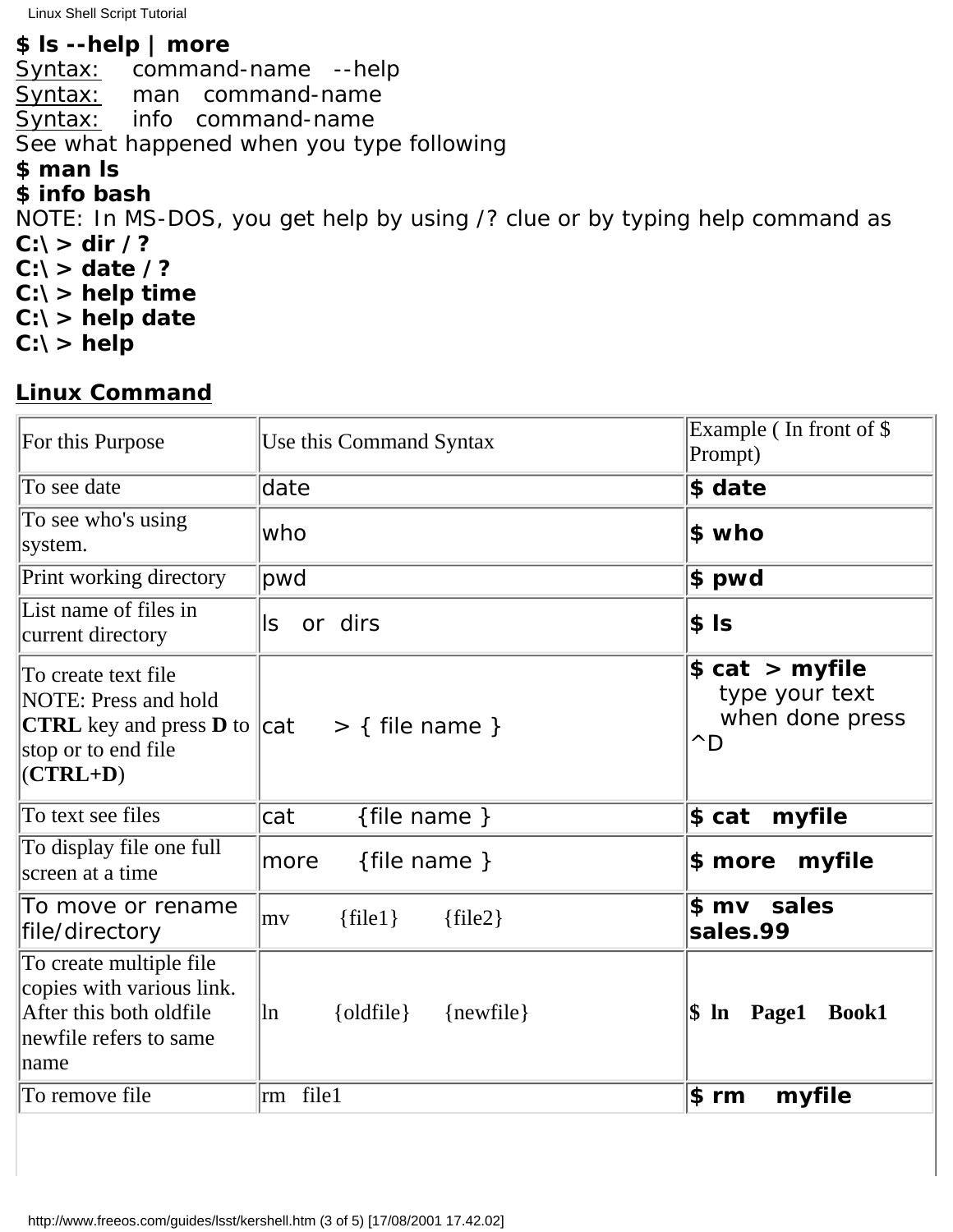**$ ls --help | more**

Syntax: command-name --help

Syntax: man command-name

Syntax: info command-name

See what happened when you type following

**$ man ls**

**$ info bash**

NOTE: In MS-DOS, you get help by using /? clue or by typing help command as

**C:\> dir /?**

**C:\> date /?**

**C:\> help time**

**C:\> help date**

**C:\> help**

## Linux Command

| For this Purpose | Use this Command Syntax | Example ( In front of $ Prompt) |
|---|---|---|
| To see date | date | **$ date** |
| To see who's using system. | who | **$ who** |
| Print working directory | pwd | **$ pwd** |
| List name of files in current directory | ls or dirs | **$ ls** |
| To create text file NOTE: Press and hold **CTRL** key and press **D** to stop or to end file (**CTRL+D**) | cat > { file name } | **$ cat > myfile** type your text when done press ^D |
| To text see files | cat {file name } | **$ cat myfile** |
| To display file one full screen at a time | more {file name } | **$ more myfile** |
| To move or rename file/directory | mv {file1} {file2} | **$ mv sales sales.99** |
| To create multiple file copies with various link. After this both oldfile newfile refers to same name | ln {oldfile} {newfile} | **$ ln Page1 Book1** |
| To remove file | rm file1 | **$ rm myfile** |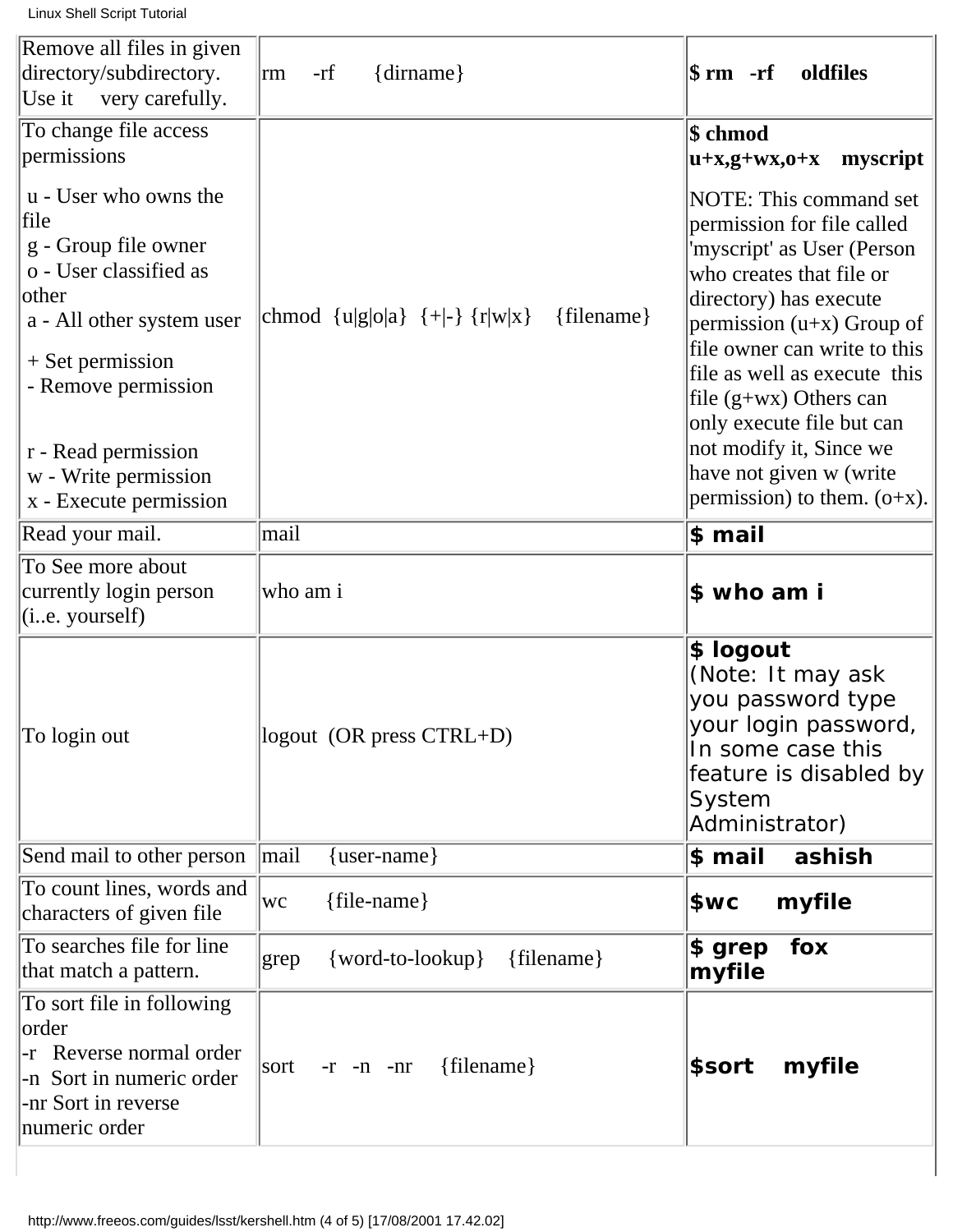| Remove all files in given directory/subdirectory. Use it very carefully. | rm -rf {dirname} | **$ rm -rf oldfiles** |
|---|---|---|
| To change file access permissions<br><br>u - User who owns the file<br>g - Group file owner<br>o - User classified as other<br>a - All other system user<br><br>+ Set permission<br>- Remove permission<br><br>r - Read permission<br>w - Write permission<br>x - Execute permission | chmod {u\|g\|o\|a} {+\|-} {r\|w\|x} {filename} | **$ chmod u+x,g+wx,o+x myscript**<br><br>NOTE: This command set permission for file called 'myscript' as User (Person who creates that file or directory) has execute permission (u+x) Group of file owner can write to this file as well as execute this file (g+wx) Others can only execute file but can not modify it, Since we have not given w (write permission) to them. (o+x). |
| Read your mail. | mail | **$ mail** |
| To See more about currently login person (i..e. yourself) | who am i | **$ who am i** |
| To login out | logout (OR press CTRL+D) | **$ logout**<br>(Note: It may ask you password type your login password, In some case this feature is disabled by System Administrator) |
| Send mail to other person | mail {user-name} | **$ mail ashish** |
| To count lines, words and characters of given file | wc {file-name} | **$wc myfile** |
| To searches file for line that match a pattern. | grep {word-to-lookup} {filename} | **$ grep fox myfile** |
| To sort file in following order<br>-r Reverse normal order<br>-n Sort in numeric order<br>-nr Sort in reverse numeric order | sort -r -n -nr {filename} | **$sort myfile** |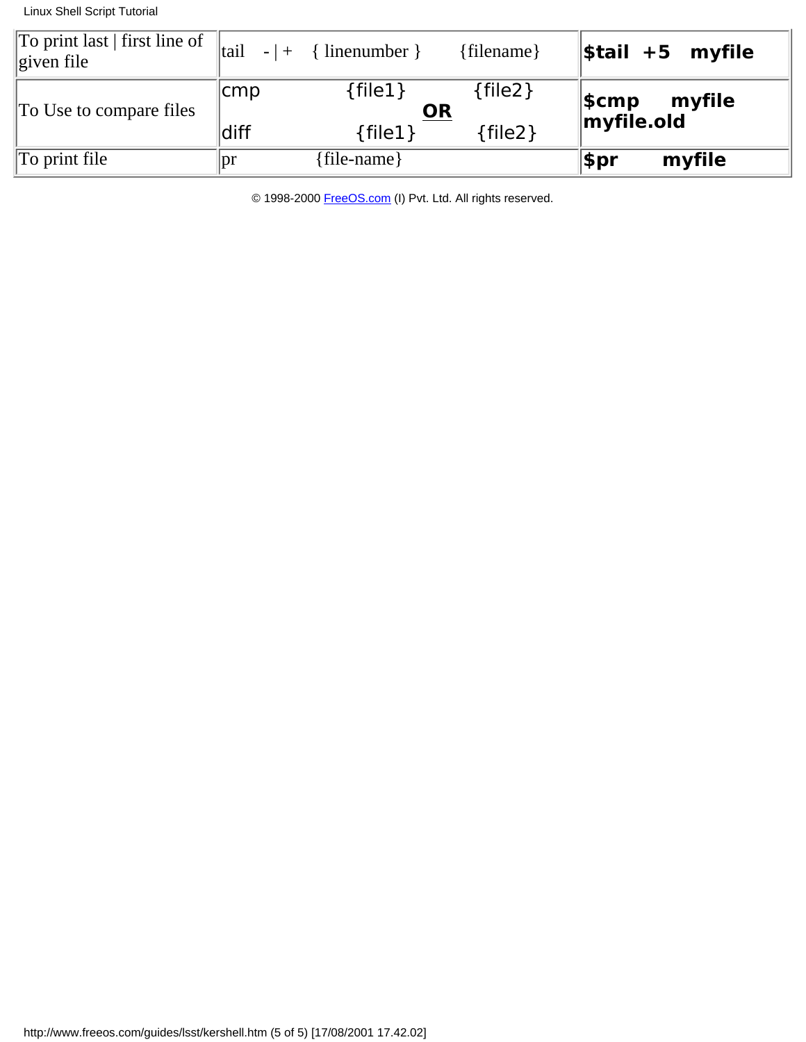| To print last \| first line of given file | tail -\|+ { linenumber } {filename} | **$tail +5 myfile** |
|---|---|---|
| To Use to compare files | cmp {file1} {file2} **OR** diff {file1} {file2} | **$cmp myfile myfile.old** |
| To print file | pr {file-name} | **$pr myfile** |

© 1998-2000 FreeOS.com (I) Pvt. Ltd. All rights reserved.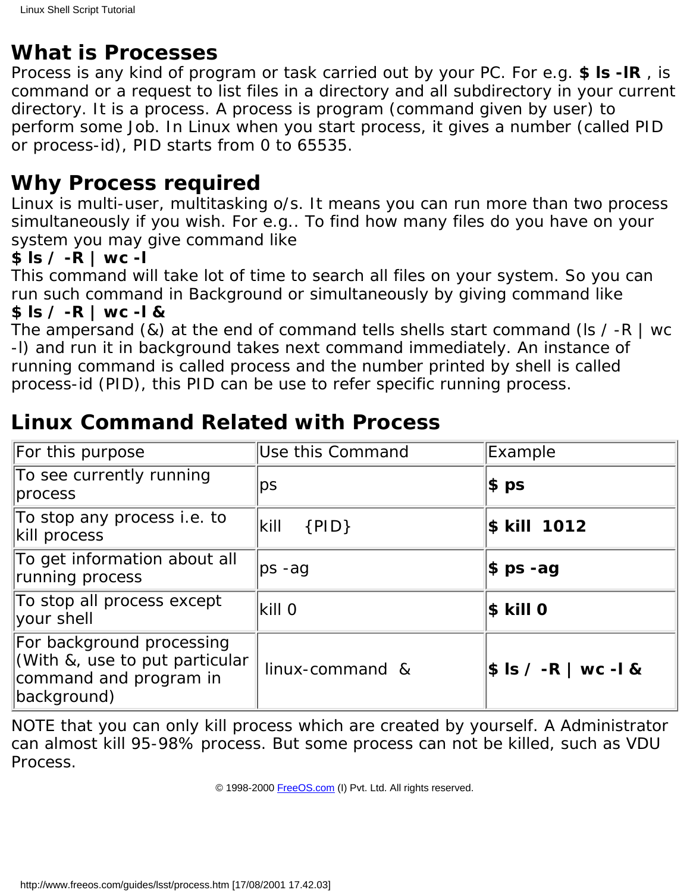## What is Processes

Process is any kind of program or task carried out by your PC. For e.g. **$ ls -lR** , is command or a request to list files in a directory and all subdirectory in your current directory. It is a process. A process is program (command given by user) to perform some Job. In Linux when you start process, it gives a number (called PID or process-id), PID starts from 0 to 65535.

## Why Process required

Linux is multi-user, multitasking o/s. It means you can run more than two process simultaneously if you wish. For e.g.. To find how many files do you have on your system you may give command like
**$ ls / -R | wc -l**
This command will take lot of time to search all files on your system. So you can run such command in Background or simultaneously by giving command like
**$ ls / -R | wc -l &**
The ampersand (&) at the end of command tells shells start command (ls / -R | wc -l) and run it in background takes next command immediately. An instance of running command is called process and the number printed by shell is called process-id (PID), this PID can be use to refer specific running process.

## Linux Command Related with Process

| For this purpose | Use this Command | Example |
|---|---|---|
| To see currently running process | ps | **$ ps** |
| To stop any process i.e. to kill process | kill {PID} | **$ kill 1012** |
| To get information about all running process | ps -ag | **$ ps -ag** |
| To stop all process except your shell | kill 0 | **$ kill 0** |
| For background processing (With &, use to put particular command and program in background) | linux-command & | **$ ls / -R | wc -l &** |

NOTE that you can only kill process which are created by yourself. A Administrator can almost kill 95-98% process. But some process can not be killed, such as VDU Process.

© 1998-2000 FreeOS.com (I) Pvt. Ltd. All rights reserved.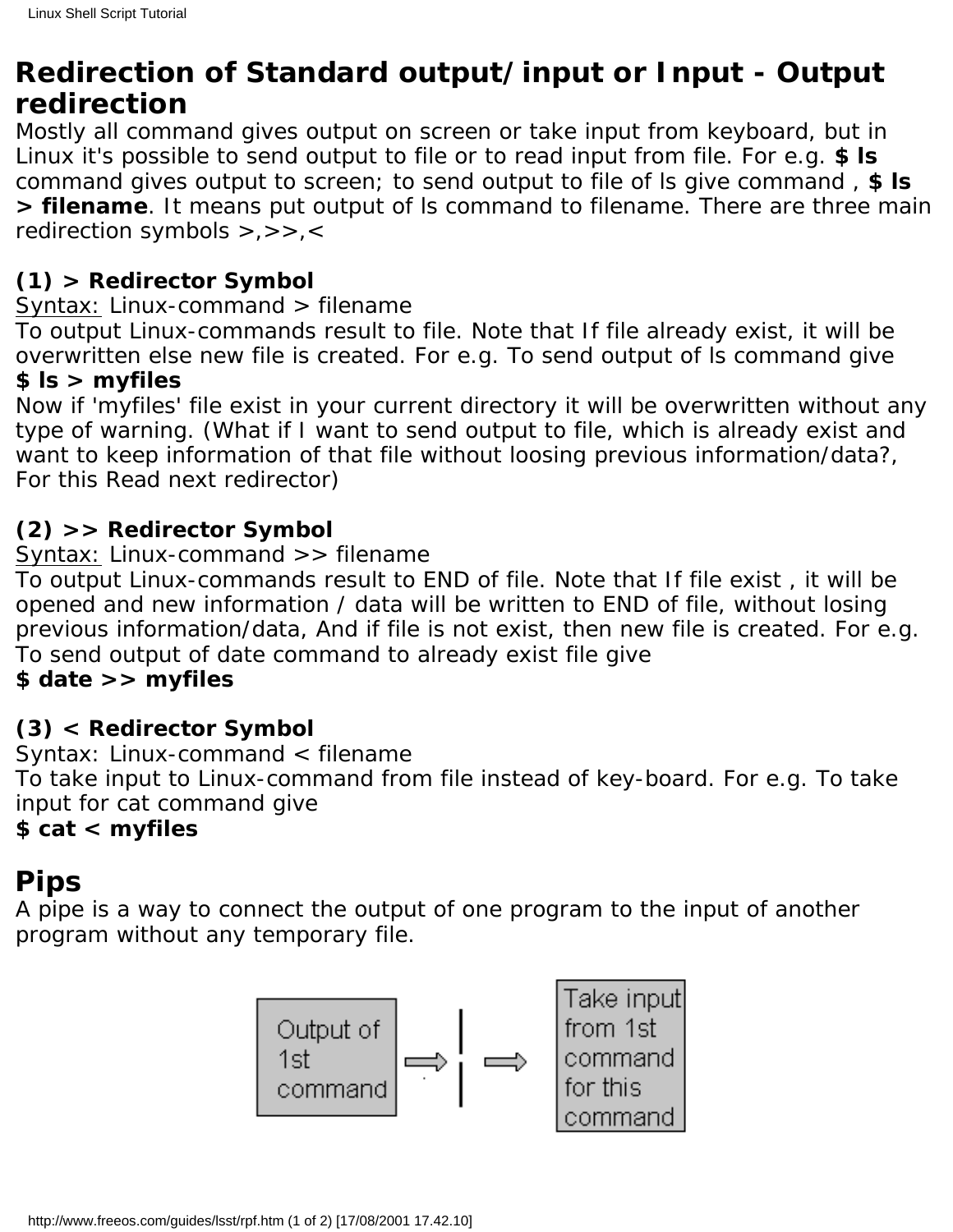## Redirection of Standard output/input or Input - Output redirection

Mostly all command gives output on screen or take input from keyboard, but in Linux it's possible to send output to file or to read input from file. For e.g. **$ ls** command gives output to screen; to send output to file of ls give command , **$ ls > filename**. It means put output of ls command to filename. There are three main redirection symbols >,>>,<

**(1) > Redirector Symbol**

Syntax: Linux-command > filename

To output Linux-commands result to file. Note that If file already exist, it will be overwritten else new file is created. For e.g. To send output of ls command give

**$ ls > myfiles**

Now if 'myfiles' file exist in your current directory it will be overwritten without any type of warning. (What if I want to send output to file, which is already exist and want to keep information of that file without loosing previous information/data?, For this Read next redirector)

**(2) >> Redirector Symbol**

Syntax: Linux-command >> filename

To output Linux-commands result to END of file. Note that If file exist , it will be opened and new information / data will be written to END of file, without losing previous information/data, And if file is not exist, then new file is created. For e.g. To send output of date command to already exist file give

**$ date >> myfiles**

**(3) < Redirector Symbol**

Syntax: Linux-command < filename

To take input to Linux-command from file instead of key-board. For e.g. To take input for cat command give

**$ cat < myfiles**

## Pips

A pipe is a way to connect the output of one program to the input of another program without any temporary file.

Output of 1st command ⇨ | ⇨ Take input from 1st command for this command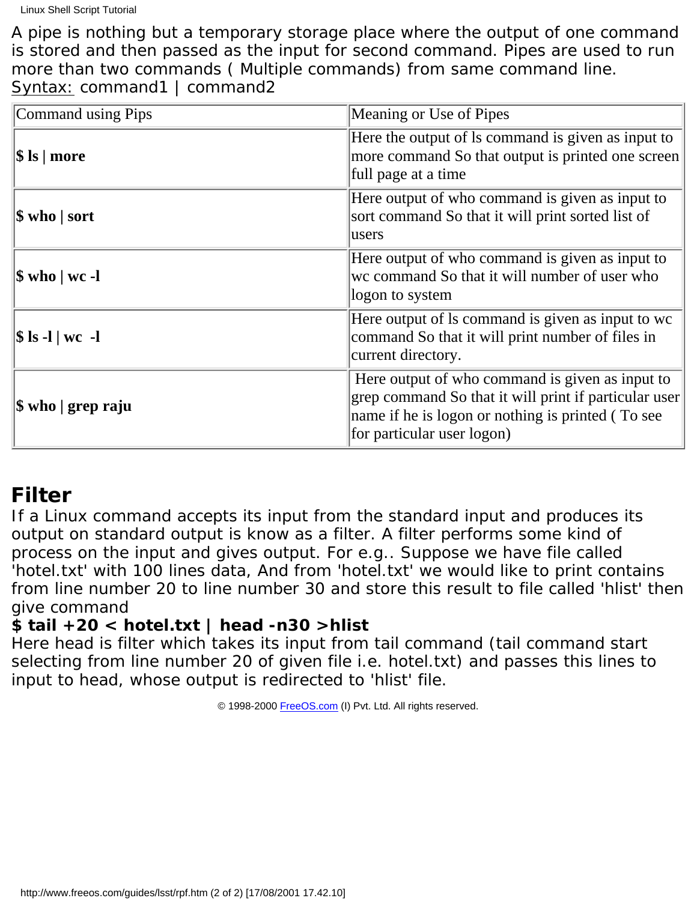A pipe is nothing but a temporary storage place where the output of one command is stored and then passed as the input for second command. Pipes are used to run more than two commands ( Multiple commands) from same command line.
Syntax: command1 | command2

| Command using Pips | Meaning or Use of Pipes |
|---|---|
| **$ ls \| more** | Here the output of ls command is given as input to more command So that output is printed one screen full page at a time |
| **$ who \| sort** | Here output of who command is given as input to sort command So that it will print sorted list of users |
| **$ who \| wc -l** | Here output of who command is given as input to wc command So that it will number of user who logon to system |
| **$ ls -l \| wc  -l** | Here output of ls command is given as input to wc command So that it will print number of files in current directory. |
| **$ who \| grep raju** | Here output of who command is given as input to grep command So that it will print if particular user name if he is logon or nothing is printed ( To see for particular user logon) |

## Filter

If a Linux command accepts its input from the standard input and produces its output on standard output is know as a filter. A filter performs some kind of process on the input and gives output. For e.g.. Suppose we have file called 'hotel.txt' with 100 lines data, And from 'hotel.txt' we would like to print contains from line number 20 to line number 30 and store this result to file called 'hlist' then give command
**$ tail +20 < hotel.txt | head -n30 >hlist**
Here head is filter which takes its input from tail command (tail command start selecting from line number 20 of given file i.e. hotel.txt) and passes this lines to input to head, whose output is redirected to 'hlist' file.

© 1998-2000 FreeOS.com (I) Pvt. Ltd. All rights reserved.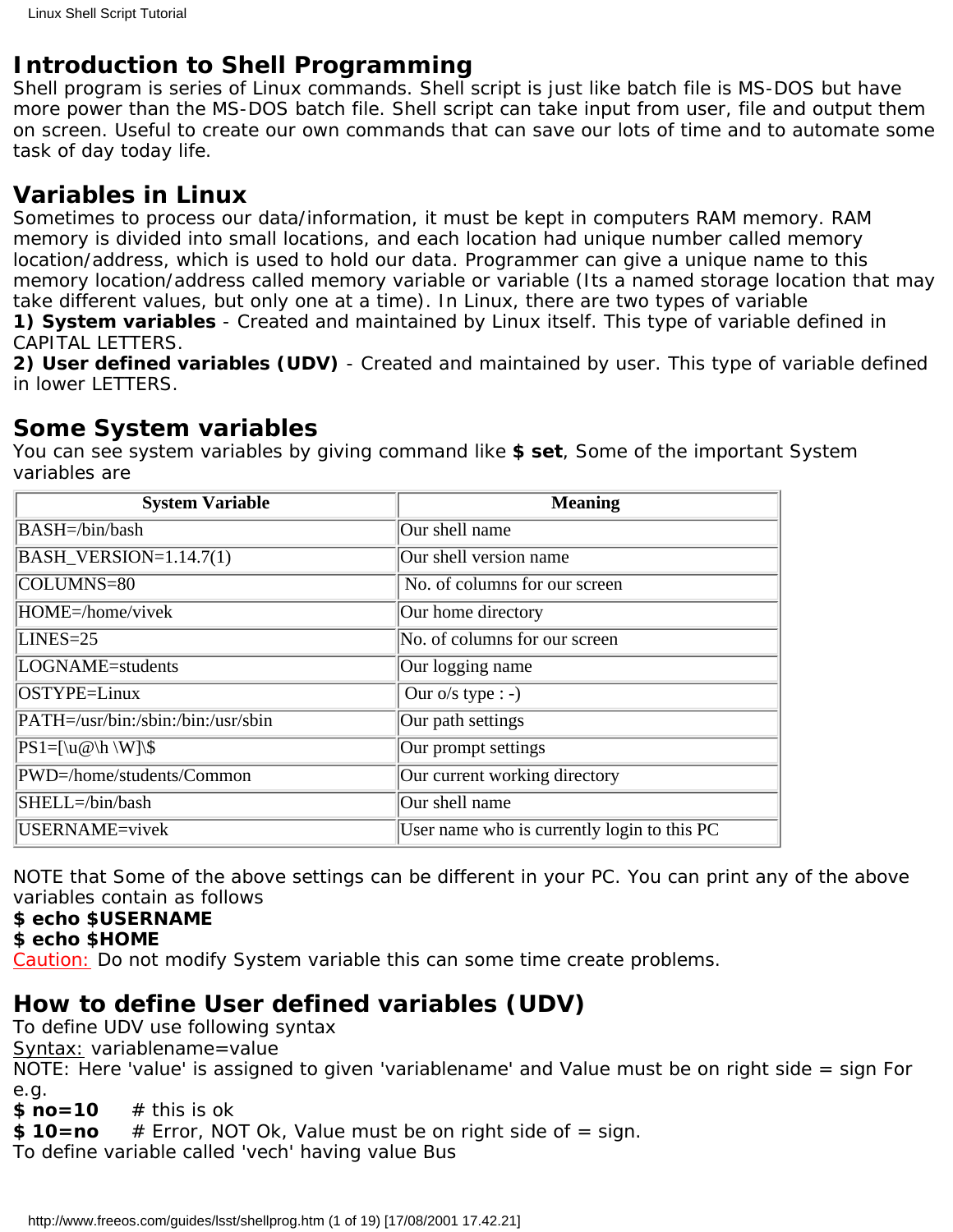## Introduction to Shell Programming

Shell program is series of Linux commands. Shell script is just like batch file is MS-DOS but have more power than the MS-DOS batch file. Shell script can take input from user, file and output them on screen. Useful to create our own commands that can save our lots of time and to automate some task of day today life.

## Variables in Linux

Sometimes to process our data/information, it must be kept in computers RAM memory. RAM memory is divided into small locations, and each location had unique number called memory location/address, which is used to hold our data. Programmer can give a unique name to this memory location/address called memory variable or variable (Its a named storage location that may take different values, but only one at a time). In Linux, there are two types of variable
**1) System variables** - Created and maintained by Linux itself. This type of variable defined in CAPITAL LETTERS.
**2) User defined variables (UDV)** - Created and maintained by user. This type of variable defined in lower LETTERS.

## Some System variables

You can see system variables by giving command like **$ set**, Some of the important System variables are

| System Variable | Meaning |
|---|---|
| BASH=/bin/bash | Our shell name |
| BASH_VERSION=1.14.7(1) | Our shell version name |
| COLUMNS=80 | No. of columns for our screen |
| HOME=/home/vivek | Our home directory |
| LINES=25 | No. of columns for our screen |
| LOGNAME=students | Our logging name |
| OSTYPE=Linux | Our o/s type : -) |
| PATH=/usr/bin:/sbin:/bin:/usr/sbin | Our path settings |
| PS1=[\u@\h \W]\$ | Our prompt settings |
| PWD=/home/students/Common | Our current working directory |
| SHELL=/bin/bash | Our shell name |
| USERNAME=vivek | User name who is currently login to this PC |

NOTE that Some of the above settings can be different in your PC. You can print any of the above variables contain as follows
**$ echo $USERNAME**
**$ echo $HOME**
Caution: Do not modify System variable this can some time create problems.

## How to define User defined variables (UDV)

To define UDV use following syntax
Syntax: variablename=value
NOTE: Here 'value' is assigned to given 'variablename' and Value must be on right side = sign For e.g.
**$ no=10**     # this is ok
**$ 10=no**     # Error, NOT Ok, Value must be on right side of = sign.
To define variable called 'vech' having value Bus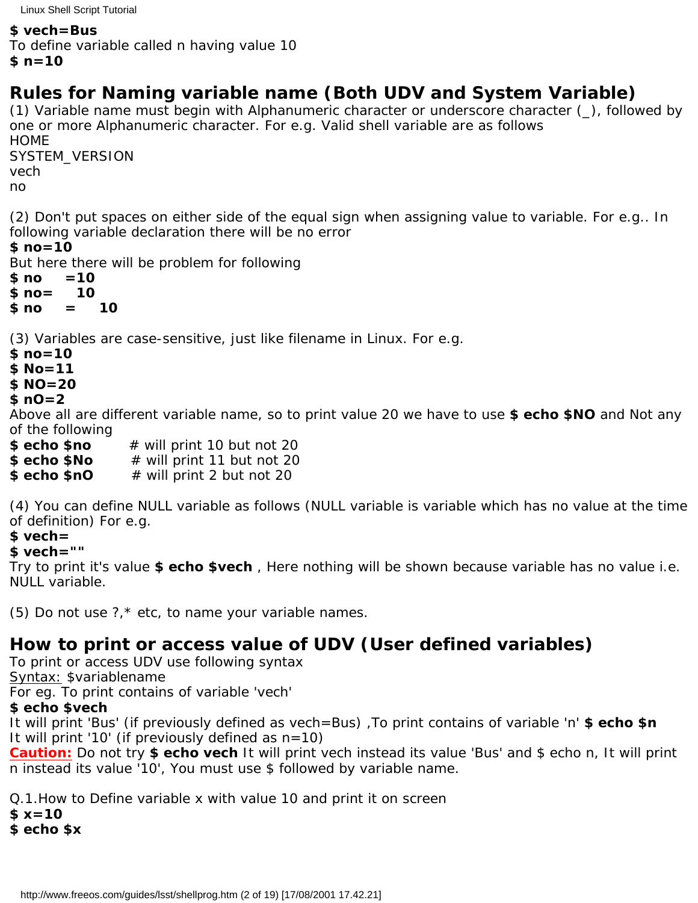**$ vech=Bus**
To define variable called n having value 10
**$ n=10**

## Rules for Naming variable name (Both UDV and System Variable)

(1) Variable name must begin with Alphanumeric character or underscore character (_), followed by one or more Alphanumeric character. For e.g. Valid shell variable are as follows
HOME
SYSTEM_VERSION
vech
no

(2) Don't put spaces on either side of the equal sign when assigning value to variable. For e.g.. In following variable declaration there will be no error
**$ no=10**
But here there will be problem for following
**$ no =10**
**$ no= 10**
**$ no = 10**

(3) Variables are case-sensitive, just like filename in Linux. For e.g.
**$ no=10**
**$ No=11**
**$ NO=20**
**$ nO=2**
Above all are different variable name, so to print value 20 we have to use **$ echo $NO** and Not any of the following
**$ echo $no** # will print 10 but not 20
**$ echo $No** # will print 11 but not 20
**$ echo $nO** # will print 2 but not 20

(4) You can define NULL variable as follows (NULL variable is variable which has no value at the time of definition) For e.g.
**$ vech=**
**$ vech=""**
Try to print it's value **$ echo $vech** , Here nothing will be shown because variable has no value i.e. NULL variable.

(5) Do not use ?,* etc, to name your variable names.

## How to print or access value of UDV (User defined variables)

To print or access UDV use following syntax
Syntax: $variablename
For eg. To print contains of variable 'vech'
**$ echo $vech**
It will print 'Bus' (if previously defined as vech=Bus) ,To print contains of variable 'n' **$ echo $n**
It will print '10' (if previously defined as n=10)
**Caution:** Do not try **$ echo vech** It will print vech instead its value 'Bus' and $ echo n, It will print n instead its value '10', You must use $ followed by variable name.

Q.1.How to Define variable x with value 10 and print it on screen
**$ x=10**
**$ echo $x**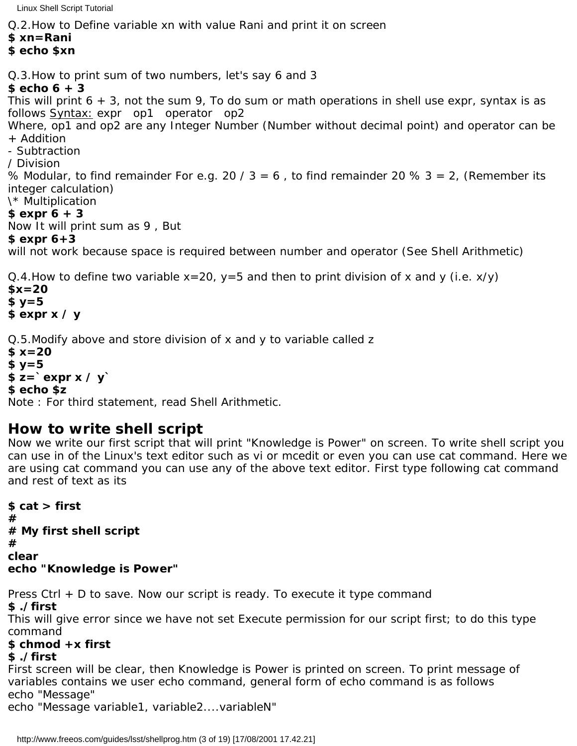Q.2.How to Define variable xn with value Rani and print it on screen
**$ xn=Rani**
**$ echo $xn**

Q.3.How to print sum of two numbers, let's say 6 and 3
**$ echo 6 + 3**
This will print 6 + 3, not the sum 9, To do sum or math operations in shell use expr, syntax is as follows Syntax: expr op1 operator op2
Where, op1 and op2 are any Integer Number (Number without decimal point) and operator can be
+ Addition
- Subtraction
/ Division
% Modular, to find remainder For e.g. 20 / 3 = 6 , to find remainder 20 % 3 = 2, (Remember its integer calculation)
\* Multiplication
**$ expr 6 + 3**
Now It will print sum as 9 , But
**$ expr 6+3**
will not work because space is required between number and operator (See Shell Arithmetic)

Q.4.How to define two variable x=20, y=5 and then to print division of x and y (i.e. x/y)
**$x=20**
**$ y=5**
**$ expr x / y**

Q.5.Modify above and store division of x and y to variable called z
**$ x=20**
**$ y=5**
**$ z=`expr x / y`**
**$ echo $z**
Note : For third statement, read Shell Arithmetic.

## How to write shell script

Now we write our first script that will print "Knowledge is Power" on screen. To write shell script you can use in of the Linux's text editor such as vi or mcedit or even you can use cat command. Here we are using cat command you can use any of the above text editor. First type following cat command and rest of text as its

```
$ cat > first
#
# My first shell script
#
clear
echo "Knowledge is Power"
```

Press Ctrl + D to save. Now our script is ready. To execute it type command
**$ ./ first**
This will give error since we have not set Execute permission for our script first; to do this type command
**$ chmod +x first**
**$ ./ first**
First screen will be clear, then Knowledge is Power is printed on screen. To print message of variables contains we user echo command, general form of echo command is as follows
echo "Message"
echo "Message variable1, variable2....variableN"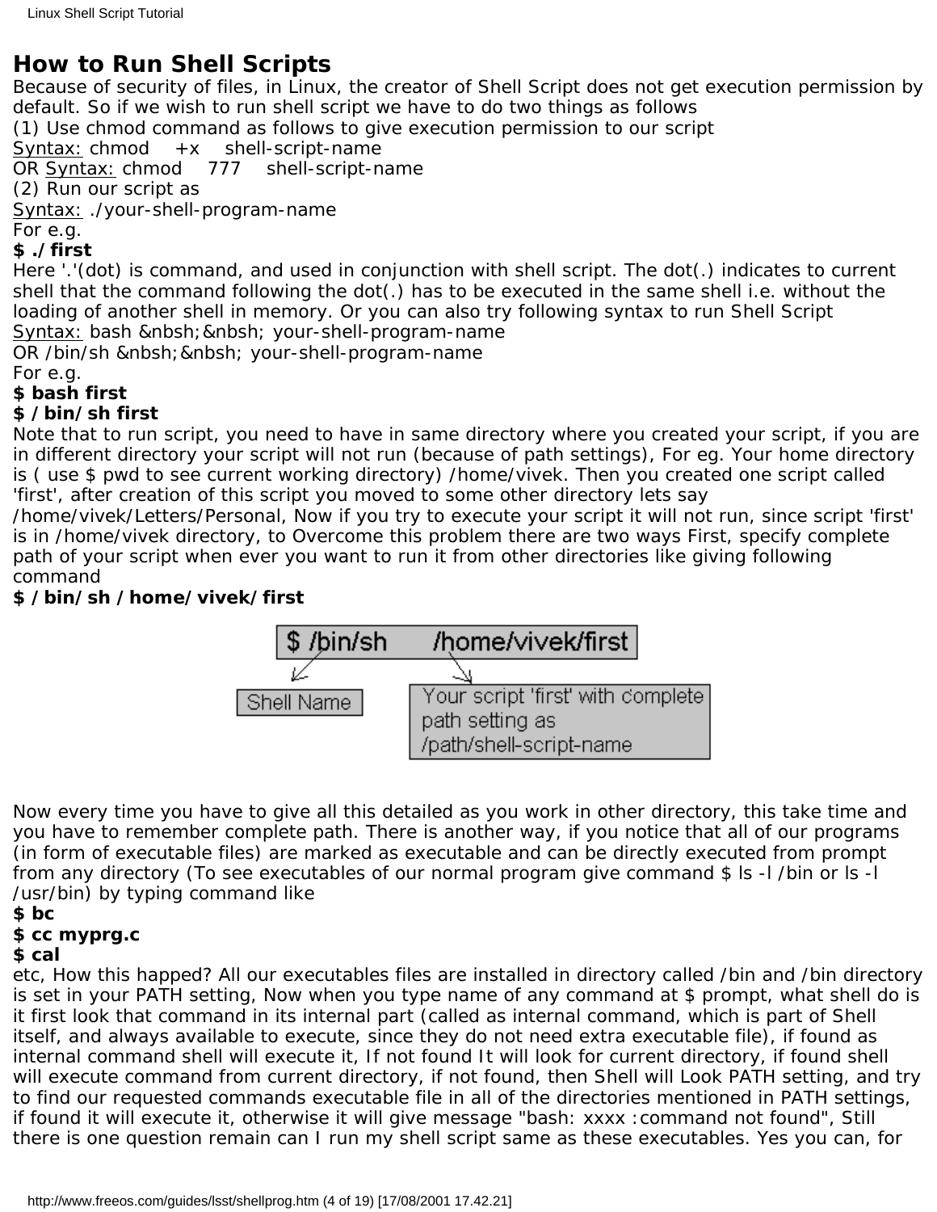## How to Run Shell Scripts

Because of security of files, in Linux, the creator of Shell Script does not get execution permission by default. So if we wish to run shell script we have to do two things as follows

(1) Use chmod command as follows to give execution permission to our script

Syntax: chmod +x shell-script-name

OR Syntax: chmod 777 shell-script-name

(2) Run our script as

Syntax: ./your-shell-program-name

For e.g.

**$ ./first**

Here '.'(dot) is command, and used in conjunction with shell script. The dot(.) indicates to current shell that the command following the dot(.) has to be executed in the same shell i.e. without the loading of another shell in memory. Or you can also try following syntax to run Shell Script

Syntax: bash &nbsh;&nbsh; your-shell-program-name

OR /bin/sh &nbsh;&nbsh; your-shell-program-name

For e.g.

**$ bash first**

**$ /bin/sh first**

Note that to run script, you need to have in same directory where you created your script, if you are in different directory your script will not run (because of path settings), For eg. Your home directory is ( use $ pwd to see current working directory) /home/vivek. Then you created one script called 'first', after creation of this script you moved to some other directory lets say /home/vivek/Letters/Personal, Now if you try to execute your script it will not run, since script 'first' is in /home/vivek directory, to Overcome this problem there are two ways First, specify complete path of your script when ever you want to run it from other directories like giving following command

**$ /bin/sh /home/vivek/first**

```
$ /bin/sh     /home/vivek/first
     |                |
 Shell Name    Your script 'first' with complete
               path setting as
               /path/shell-script-name
```

Now every time you have to give all this detailed as you work in other directory, this take time and you have to remember complete path. There is another way, if you notice that all of our programs (in form of executable files) are marked as executable and can be directly executed from prompt from any directory (To see executables of our normal program give command $ ls -l /bin or ls -l /usr/bin) by typing command like

**$ bc**

**$ cc myprg.c**

**$ cal**

etc, How this happed? All our executables files are installed in directory called /bin and /bin directory is set in your PATH setting, Now when you type name of any command at $ prompt, what shell do is it first look that command in its internal part (called as internal command, which is part of Shell itself, and always available to execute, since they do not need extra executable file), if found as internal command shell will execute it, If not found It will look for current directory, if found shell will execute command from current directory, if not found, then Shell will Look PATH setting, and try to find our requested commands executable file in all of the directories mentioned in PATH settings, if found it will execute it, otherwise it will give message "bash: xxxx :command not found", Still there is one question remain can I run my shell script same as these executables. Yes you can, for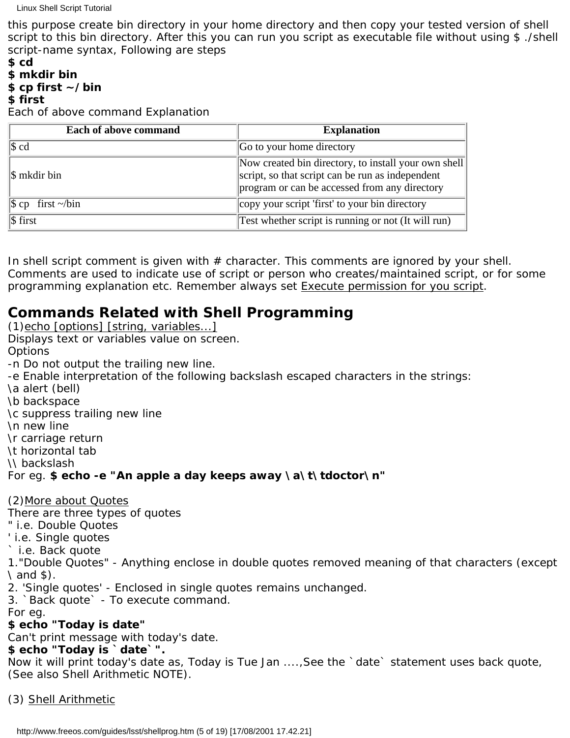this purpose create bin directory in your home directory and then copy your tested version of shell script to this bin directory. After this you can run you script as executable file without using $ ./shell script-name syntax, Following are steps

**$ cd**
**$ mkdir bin**
**$ cp first ~/bin**
**$ first**

Each of above command Explanation

| Each of above command | Explanation |
|---|---|
| $ cd | Go to your home directory |
| $ mkdir bin | Now created bin directory, to install your own shell script, so that script can be run as independent program or can be accessed from any directory |
| $ cp first ~/bin | copy your script 'first' to your bin directory |
| $ first | Test whether script is running or not (It will run) |

In shell script comment is given with # character. This comments are ignored by your shell. Comments are used to indicate use of script or person who creates/maintained script, or for some programming explanation etc. Remember always set Execute permission for you script.

## Commands Related with Shell Programming

(1)echo [options] [string, variables...]
Displays text or variables value on screen.
Options
-n Do not output the trailing new line.
-e Enable interpretation of the following backslash escaped characters in the strings:
\a alert (bell)
\b backspace
\c suppress trailing new line
\n new line
\r carriage return
\t horizontal tab
\\ backslash
For eg. **$ echo -e "An apple a day keeps away \a\t\tdoctor\n"**

(2)More about Quotes
There are three types of quotes
" i.e. Double Quotes
' i.e. Single quotes
` i.e. Back quote
1."Double Quotes" - Anything enclose in double quotes removed meaning of that characters (except \ and $).
2. 'Single quotes' - Enclosed in single quotes remains unchanged.
3. `Back quote` - To execute command.
For eg.
**$ echo "Today is date"**
Can't print message with today's date.
**$ echo "Today is `date`".**
Now it will print today's date as, Today is Tue Jan ....,See the `date` statement uses back quote, (See also Shell Arithmetic NOTE).

(3) Shell Arithmetic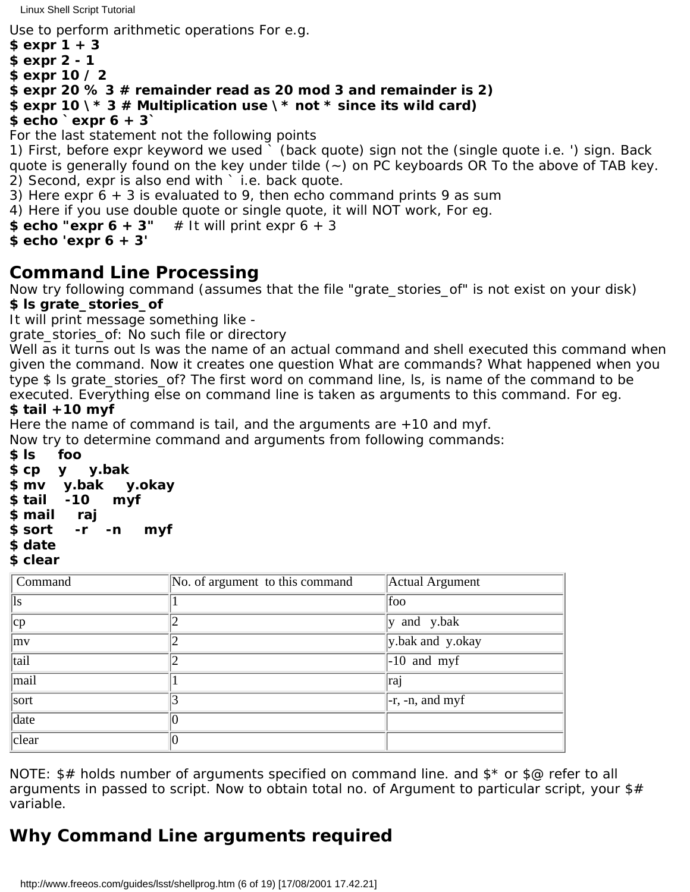Use to perform arithmetic operations For e.g.
**$ expr 1 + 3**
**$ expr 2 - 1**
**$ expr 10 / 2**
**$ expr 20 % 3 # remainder read as 20 mod 3 and remainder is 2)**
**$ expr 10 \* 3 # Multiplication use \* not * since its wild card)**
**$ echo `expr 6 + 3`**
For the last statement not the following points
1) First, before expr keyword we used ` (back quote) sign not the (single quote i.e. ') sign. Back quote is generally found on the key under tilde (~) on PC keyboards OR To the above of TAB key.
2) Second, expr is also end with ` i.e. back quote.
3) Here expr 6 + 3 is evaluated to 9, then echo command prints 9 as sum
4) Here if you use double quote or single quote, it will NOT work, For eg.
**$ echo "expr 6 + 3"** # It will print expr 6 + 3
**$ echo 'expr 6 + 3'**

## Command Line Processing

Now try following command (assumes that the file "grate_stories_of" is not exist on your disk)
**$ ls grate_stories_of**
It will print message something like -
grate_stories_of: No such file or directory
Well as it turns out ls was the name of an actual command and shell executed this command when given the command. Now it creates one question What are commands? What happened when you type $ ls grate_stories_of? The first word on command line, ls, is name of the command to be executed. Everything else on command line is taken as arguments to this command. For eg.
**$ tail +10 myf**
Here the name of command is tail, and the arguments are +10 and myf.
Now try to determine command and arguments from following commands:
**$ ls foo**
**$ cp y y.bak**
**$ mv y.bak y.okay**
**$ tail -10 myf**
**$ mail raj**
**$ sort -r -n myf**
**$ date**
**$ clear**

| Command | No. of argument to this command | Actual Argument |
|---|---|---|
| ls | 1 | foo |
| cp | 2 | y and y.bak |
| mv | 2 | y.bak and y.okay |
| tail | 2 | -10 and myf |
| mail | 1 | raj |
| sort | 3 | -r, -n, and myf |
| date | 0 | |
| clear | 0 | |

NOTE: $# holds number of arguments specified on command line. and $* or $@ refer to all arguments in passed to script. Now to obtain total no. of Argument to particular script, your $# variable.

## Why Command Line arguments required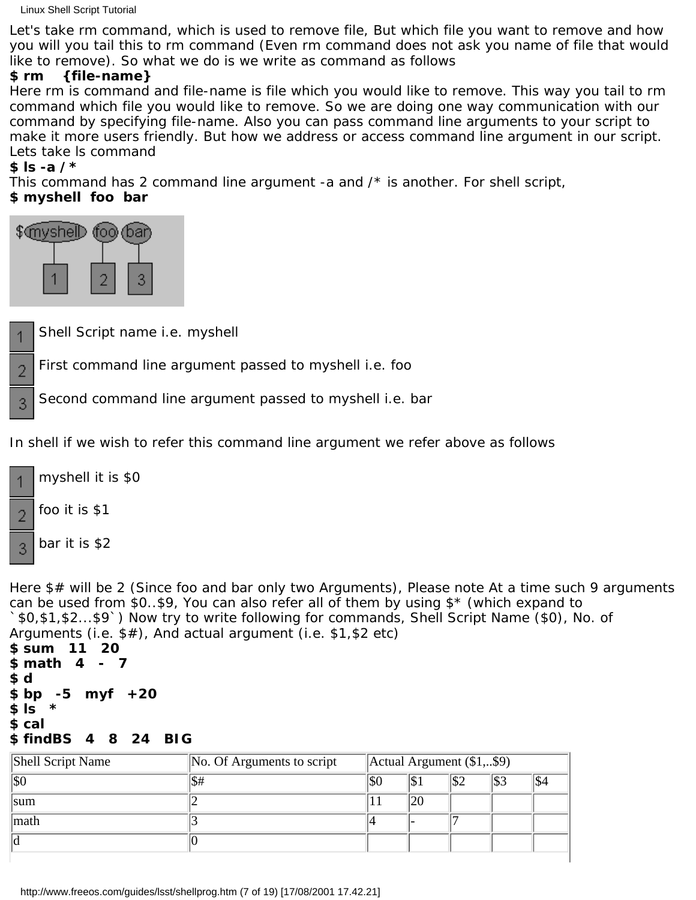Let's take rm command, which is used to remove file, But which file you want to remove and how you will you tail this to rm command (Even rm command does not ask you name of file that would like to remove). So what we do is we write as command as follows

**$ rm {file-name}**

Here rm is command and file-name is file which you would like to remove. This way you tail to rm command which file you would like to remove. So we are doing one way communication with our command by specifying file-name. Also you can pass command line arguments to your script to make it more users friendly. But how we address or access command line argument in our script. Lets take ls command

**$ ls -a /***

This command has 2 command line argument -a and /* is another. For shell script,

**$ myshell foo bar**

1 Shell Script name i.e. myshell

2 First command line argument passed to myshell i.e. foo

3 Second command line argument passed to myshell i.e. bar

In shell if we wish to refer this command line argument we refer above as follows

1 myshell it is $0

2 foo it is $1

3 bar it is $2

Here $# will be 2 (Since foo and bar only two Arguments), Please note At a time such 9 arguments can be used from $0..$9, You can also refer all of them by using $* (which expand to `$0,$1,$2...$9`) Now try to write following for commands, Shell Script Name ($0), No. of Arguments (i.e. $#), And actual argument (i.e. $1,$2 etc)

**$ sum 11 20**
**$ math 4 - 7**
**$ d**
**$ bp -5 myf +20**
**$ ls ***
**$ cal**
**$ findBS 4 8 24 BIG**

| Shell Script Name | No. Of Arguments to script | Actual Argument ($1,..$9) | | | | |
|---|---|---|---|---|---|---|
| $0 | $# | $0 | $1 | $2 | $3 | $4 |
| sum | 2 | 11 | 20 | | | |
| math | 3 | 4 | - | 7 | | |
| d | 0 | | | | | |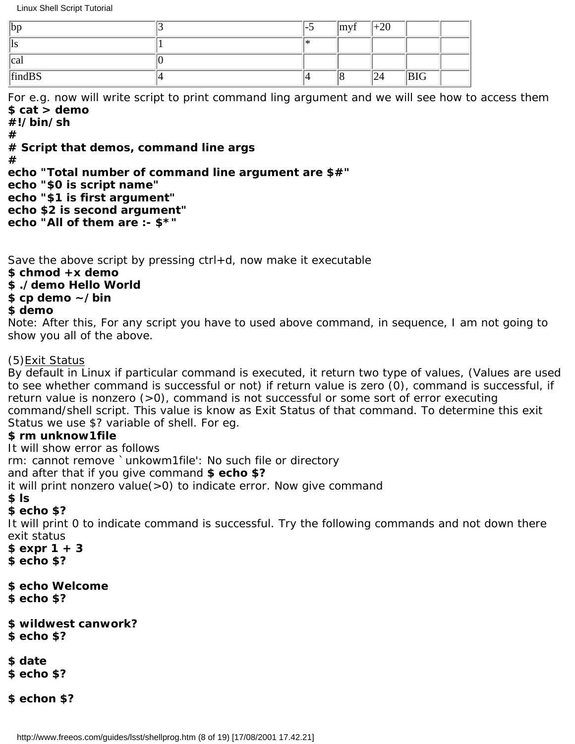| bp | 3 | -5 | myf | +20 | | |
|---|---|---|---|---|---|---|
| ls | 1 | * | | | | |
| cal | 0 | | | | | |
| findBS | 4 | 4 | 8 | 24 | BIG | |

For e.g. now will write script to print command ling argument and we will see how to access them

```
$ cat > demo
#!/bin/sh
#
# Script that demos, command line args
#
echo "Total number of command line argument are $#"
echo "$0 is script name"
echo "$1 is first argument"
echo $2 is second argument"
echo "All of them are :- $*"
```

Save the above script by pressing ctrl+d, now make it executable

```
$ chmod +x demo
$ ./demo Hello World
$ cp demo ~/bin
$ demo
```

Note: After this, For any script you have to used above command, in sequence, I am not going to show you all of the above.

(5)Exit Status

By default in Linux if particular command is executed, it return two type of values, (Values are used to see whether command is successful or not) if return value is zero (0), command is successful, if return value is nonzero (>0), command is not successful or some sort of error executing command/shell script. This value is know as Exit Status of that command. To determine this exit Status we use $? variable of shell. For eg.

**$ rm unknow1file**

It will show error as follows

rm: cannot remove `unkowm1file': No such file or directory

and after that if you give command **$ echo $?**

it will print nonzero value(>0) to indicate error. Now give command

```
$ ls
$ echo $?
```

It will print 0 to indicate command is successful. Try the following commands and not down there exit status

```
$ expr 1 + 3
$ echo $?

$ echo Welcome
$ echo $?

$ wildwest canwork?
$ echo $?

$ date
$ echo $?

$ echon $?
```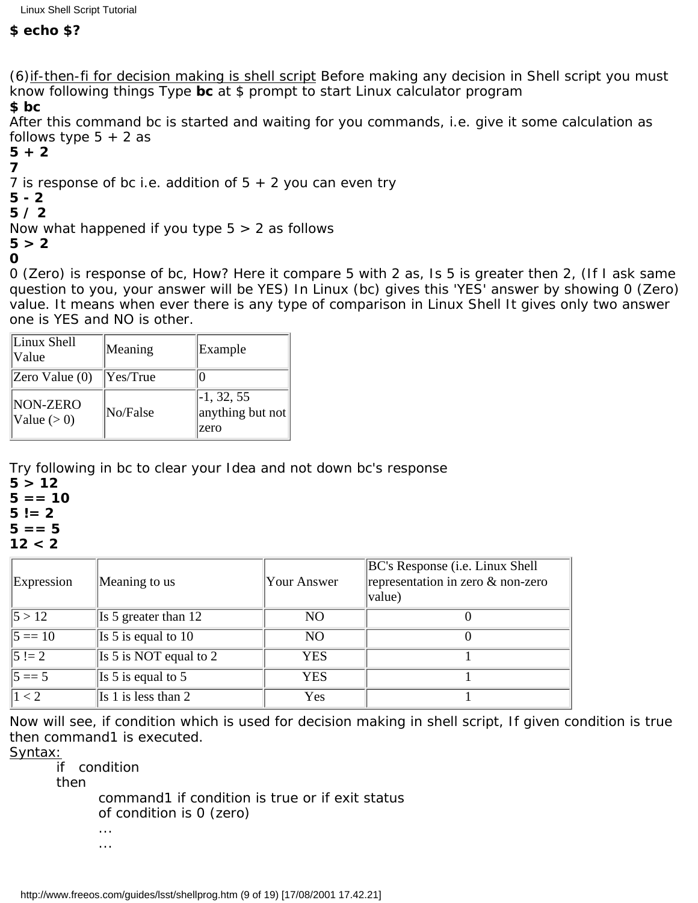**$ echo $?**

(6)if-then-fi for decision making is shell script Before making any decision in Shell script you must know following things Type **bc** at $ prompt to start Linux calculator program

**$ bc**

After this command bc is started and waiting for you commands, i.e. give it some calculation as follows type 5 + 2 as

**5 + 2**
**7**

7 is response of bc i.e. addition of 5 + 2 you can even try

**5 - 2**
**5 / 2**

Now what happened if you type 5 > 2 as follows

**5 > 2**
**0**

0 (Zero) is response of bc, How? Here it compare 5 with 2 as, Is 5 is greater then 2, (If I ask same question to you, your answer will be YES) In Linux (bc) gives this 'YES' answer by showing 0 (Zero) value. It means when ever there is any type of comparison in Linux Shell It gives only two answer one is YES and NO is other.

| Linux Shell Value | Meaning | Example |
|---|---|---|
| Zero Value (0) | Yes/True | 0 |
| NON-ZERO Value (> 0) | No/False | -1, 32, 55 anything but not zero |

Try following in bc to clear your Idea and not down bc's response

**5 > 12**
**5 == 10**
**5 != 2**
**5 == 5**
**12 < 2**

| Expression | Meaning to us | Your Answer | BC's Response (i.e. Linux Shell representation in zero & non-zero value) |
|---|---|---|---|
| 5 > 12 | Is 5 greater than 12 | NO | 0 |
| 5 == 10 | Is 5 is equal to 10 | NO | 0 |
| 5 != 2 | Is 5 is NOT equal to 2 | YES | 1 |
| 5 == 5 | Is 5 is equal to 5 | YES | 1 |
| 1 < 2 | Is 1 is less than 2 | Yes | 1 |

Now will see, if condition which is used for decision making in shell script, If given condition is true then command1 is executed.

Syntax:

```
if  condition
then
        command1 if condition is true or if exit status
        of condition is 0 (zero)
        ...
        ...
```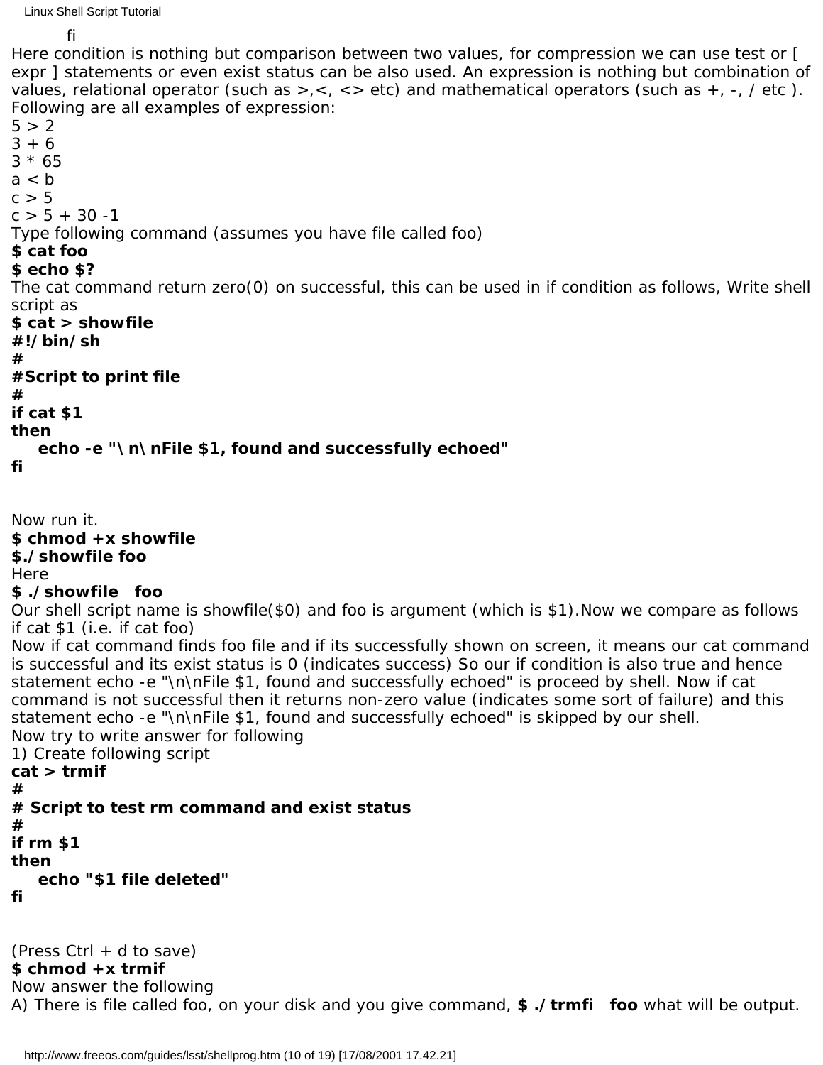fi

Here condition is nothing but comparison between two values, for compression we can use test or [ expr ] statements or even exist status can be also used. An expression is nothing but combination of values, relational operator (such as >,<, <> etc) and mathematical operators (such as +, -, / etc ). Following are all examples of expression:

5 > 2
3 + 6
3 * 65
a < b
c > 5
c > 5 + 30 -1

Type following command (assumes you have file called foo)

**$ cat foo**
**$ echo $?**

The cat command return zero(0) on successful, this can be used in if condition as follows, Write shell script as

```
$ cat > showfile
#!/bin/sh
#
#Script to print file
#
if cat $1
then
    echo -e "\n\nFile $1, found and successfully echoed"
fi
```

Now run it.

**$ chmod +x showfile**
**$./showfile foo**

Here

**$ ./showfile   foo**

Our shell script name is showfile($0) and foo is argument (which is $1).Now we compare as follows if cat $1 (i.e. if cat foo)

Now if cat command finds foo file and if its successfully shown on screen, it means our cat command is successful and its exist status is 0 (indicates success) So our if condition is also true and hence statement echo -e "\n\nFile $1, found and successfully echoed" is proceed by shell. Now if cat command is not successful then it returns non-zero value (indicates some sort of failure) and this statement echo -e "\n\nFile $1, found and successfully echoed" is skipped by our shell.

Now try to write answer for following

1) Create following script

```
cat > trmif
#
# Script to test rm command and exist status
#
if rm $1
then
    echo "$1 file deleted"
fi
```

(Press Ctrl + d to save)

**$ chmod +x trmif**

Now answer the following

A) There is file called foo, on your disk and you give command, **$ ./trmfi   foo** what will be output.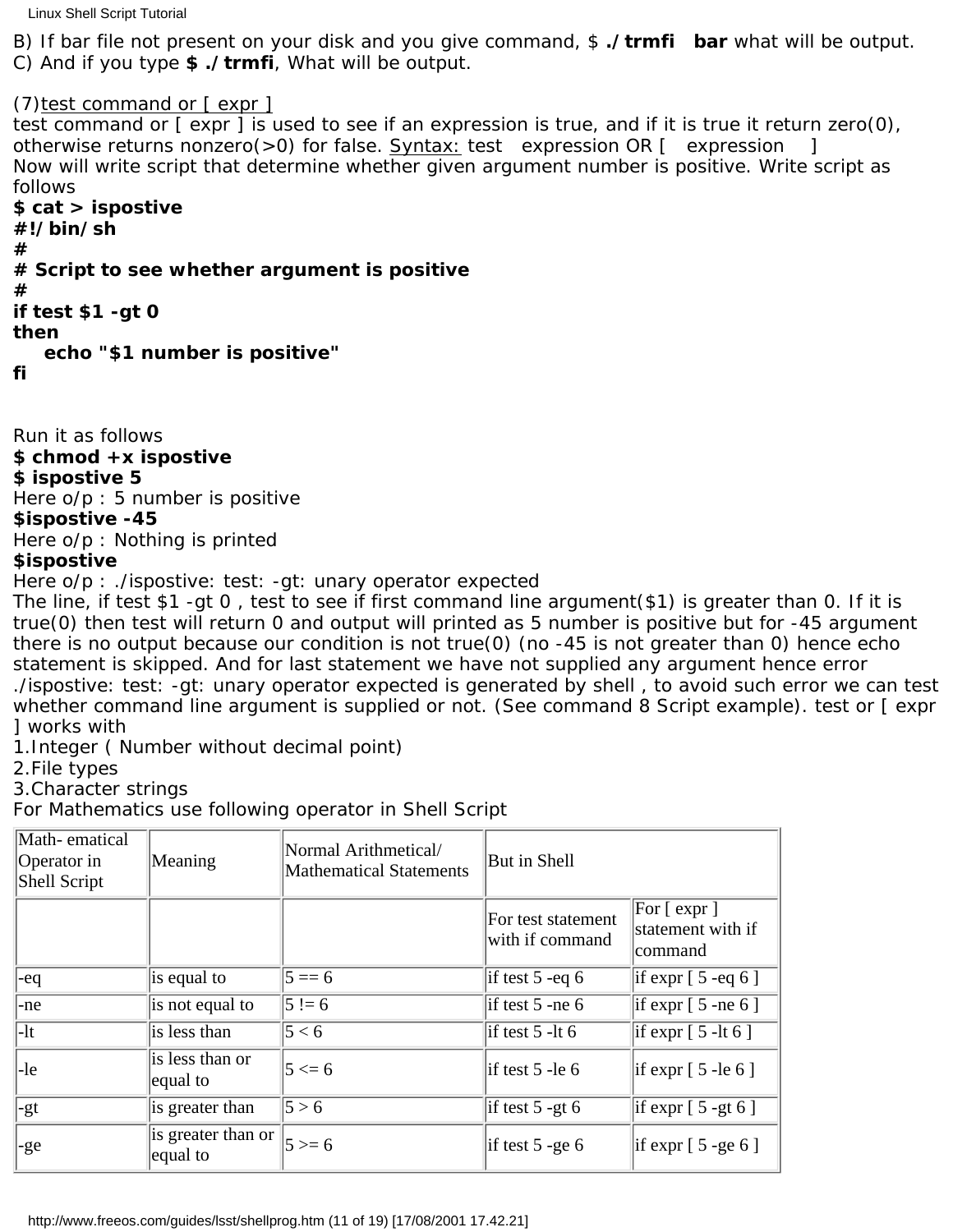B) If bar file not present on your disk and you give command, $ **./trmfi  bar** what will be output.
C) And if you type **$ ./trmfi**, What will be output.

(7)test command or [ expr ]
test command or [ expr ] is used to see if an expression is true, and if it is true it return zero(0), otherwise returns nonzero(>0) for false. Syntax: test  expression OR [  expression  ]
Now will write script that determine whether given argument number is positive. Write script as follows

```
$ cat > ispostive
#!/bin/sh
#
# Script to see whether argument is positive
#
if test $1 -gt 0
then
    echo "$1 number is positive"
fi
```

Run it as follows
**$ chmod +x ispostive**
**$ ispostive 5**
Here o/p : 5 number is positive
**$ispostive -45**
Here o/p : Nothing is printed
**$ispostive**
Here o/p : ./ispostive: test: -gt: unary operator expected
The line, if test $1 -gt 0 , test to see if first command line argument($1) is greater than 0. If it is true(0) then test will return 0 and output will printed as 5 number is positive but for -45 argument there is no output because our condition is not true(0) (no -45 is not greater than 0) hence echo statement is skipped. And for last statement we have not supplied any argument hence error ./ispostive: test: -gt: unary operator expected is generated by shell , to avoid such error we can test whether command line argument is supplied or not. (See command 8 Script example). test or [ expr ] works with
1.Integer ( Number without decimal point)
2.File types
3.Character strings
For Mathematics use following operator in Shell Script

| Math- ematical Operator in Shell Script | Meaning | Normal Arithmetical/ Mathematical Statements | But in Shell | |
|---|---|---|---|---|
| | | | For test statement with if command | For [ expr ] statement with if command |
| -eq | is equal to | 5 == 6 | if test 5 -eq 6 | if expr [ 5 -eq 6 ] |
| -ne | is not equal to | 5 != 6 | if test 5 -ne 6 | if expr [ 5 -ne 6 ] |
| -lt | is less than | 5 < 6 | if test 5 -lt 6 | if expr [ 5 -lt 6 ] |
| -le | is less than or equal to | 5 <= 6 | if test 5 -le 6 | if expr [ 5 -le 6 ] |
| -gt | is greater than | 5 > 6 | if test 5 -gt 6 | if expr [ 5 -gt 6 ] |
| -ge | is greater than or equal to | 5 >= 6 | if test 5 -ge 6 | if expr [ 5 -ge 6 ] |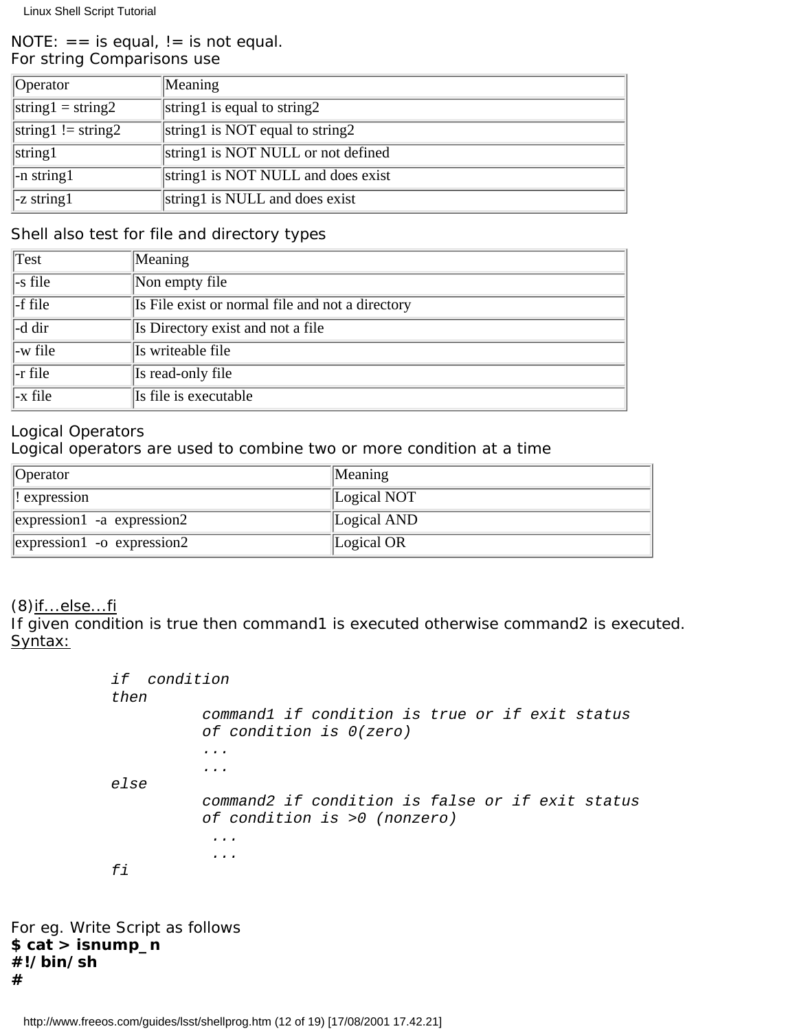NOTE: == is equal, != is not equal.
For string Comparisons use

| Operator | Meaning |
|---|---|
| string1 = string2 | string1 is equal to string2 |
| string1 != string2 | string1 is NOT equal to string2 |
| string1 | string1 is NOT NULL or not defined |
| -n string1 | string1 is NOT NULL and does exist |
| -z string1 | string1 is NULL and does exist |

Shell also test for file and directory types

| Test | Meaning |
|---|---|
| -s file | Non empty file |
| -f file | Is File exist or normal file and not a directory |
| -d dir | Is Directory exist and not a file |
| -w file | Is writeable file |
| -r file | Is read-only file |
| -x file | Is file is executable |

Logical Operators
Logical operators are used to combine two or more condition at a time

| Operator | Meaning |
|---|---|
| ! expression | Logical NOT |
| expression1 -a expression2 | Logical AND |
| expression1 -o expression2 | Logical OR |

(8)if...else...fi
If given condition is true then command1 is executed otherwise command2 is executed.
Syntax:

```
if  condition
then
         command1 if condition is true or if exit status
         of condition is 0(zero)
         ...
         ...
else
         command2 if condition is false or if exit status
         of condition is >0 (nonzero)
          ...
          ...
fi
```

For eg. Write Script as follows
**$ cat > isnump_n**
**#!/bin/sh**
**#**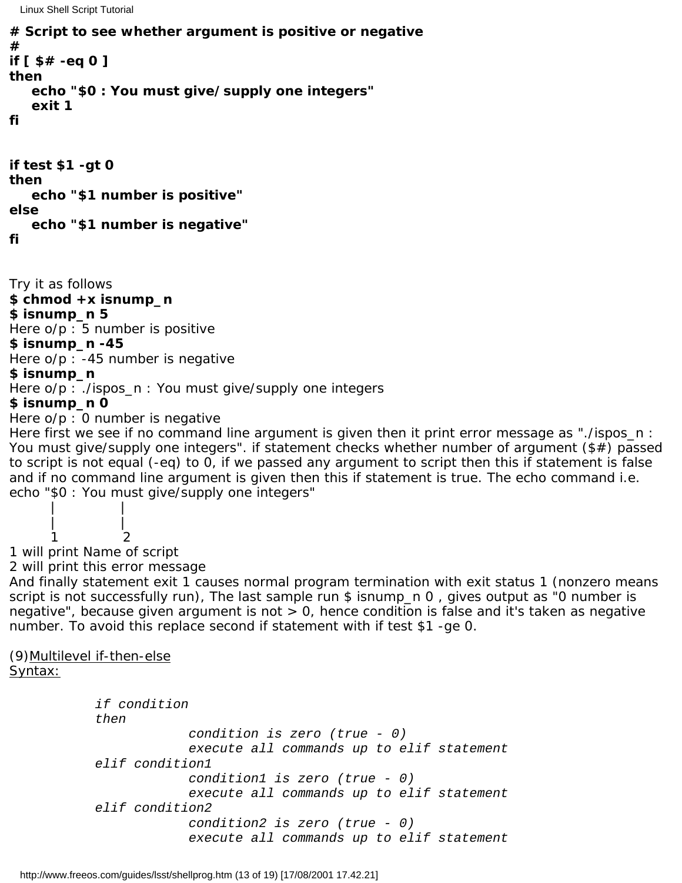```
# Script to see whether argument is positive or negative
#
if [ $# -eq 0 ]
then
    echo "$0 : You must give/supply one integers"
    exit 1
fi


if test $1 -gt 0
then
    echo "$1 number is positive"
else
    echo "$1 number is negative"
fi
```

Try it as follows
**$ chmod +x isnump_n**
**$ isnump_n 5**
Here o/p : 5 number is positive
**$ isnump_n -45**
Here o/p : -45 number is negative
**$ isnump_n**
Here o/p : ./ispos_n : You must give/supply one integers
**$ isnump_n 0**
Here o/p : 0 number is negative
Here first we see if no command line argument is given then it print error message as "./ispos_n : You must give/supply one integers". if statement checks whether number of argument ($#) passed to script is not equal (-eq) to 0, if we passed any argument to script then this if statement is false and if no command line argument is given then this if statement is true. The echo command i.e.

```
echo "$0 : You must give/supply one integers"
       |           |
       |           |
       1           2
```

1 will print Name of script
2 will print this error message
And finally statement exit 1 causes normal program termination with exit status 1 (nonzero means script is not successfully run), The last sample run $ isnump_n 0 , gives output as "0 number is negative", because given argument is not > 0, hence condition is false and it's taken as negative number. To avoid this replace second if statement with if test $1 -ge 0.

(9) Multilevel if-then-else
Syntax:

```
if condition
then
            condition is zero (true - 0)
            execute all commands up to elif statement
elif condition1
            condition1 is zero (true - 0)
            execute all commands up to elif statement
elif condition2
            condition2 is zero (true - 0)
            execute all commands up to elif statement
```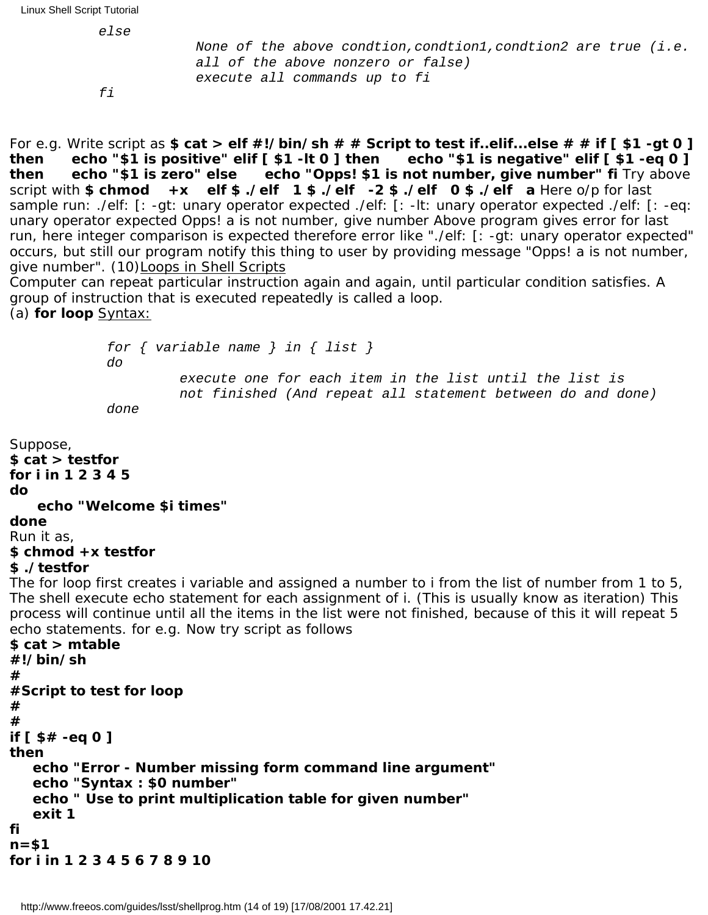```
else
          None of the above condtion,condtion1,condtion2 are true (i.e.
          all of the above nonzero or false)
          execute all commands up to fi
fi
```

For e.g. Write script as **$ cat > elf #!/bin/sh # # Script to test if..elif...else # # if [ $1 -gt 0 ] then echo "$1 is positive" elif [ $1 -lt 0 ] then echo "$1 is negative" elif [ $1 -eq 0 ] then echo "$1 is zero" else echo "Opps! $1 is not number, give number" fi** Try above script with **$ chmod +x elf $ ./elf 1 $ ./elf -2 $ ./elf 0 $ ./elf a** Here o/p for last sample run: ./elf: [: -gt: unary operator expected ./elf: [: -lt: unary operator expected ./elf: [: -eq: unary operator expected Opps! a is not number, give number Above program gives error for last run, here integer comparison is expected therefore error like "./elf: [: -gt: unary operator expected" occurs, but still our program notify this thing to user by providing message "Opps! a is not number, give number". (10)Loops in Shell Scripts

Computer can repeat particular instruction again and again, until particular condition satisfies. A group of instruction that is executed repeatedly is called a loop.

(a) **for loop** Syntax:

```
for { variable name } in { list }
do
        execute one for each item in the list until the list is
        not finished (And repeat all statement between do and done)
done
```

Suppose,

```
$ cat > testfor
for i in 1 2 3 4 5
do
   echo "Welcome $i times"
done
```

Run it as,

```
$ chmod +x testfor
$ ./testfor
```

The for loop first creates i variable and assigned a number to i from the list of number from 1 to 5, The shell execute echo statement for each assignment of i. (This is usually know as iteration) This process will continue until all the items in the list were not finished, because of this it will repeat 5 echo statements. for e.g. Now try script as follows

```
$ cat > mtable
#!/bin/sh
#
#Script to test for loop
#
#
if [ $# -eq 0 ]
then
   echo "Error - Number missing form command line argument"
   echo "Syntax : $0 number"
   echo " Use to print multiplication table for given number"
   exit 1
fi
n=$1
for i in 1 2 3 4 5 6 7 8 9 10
```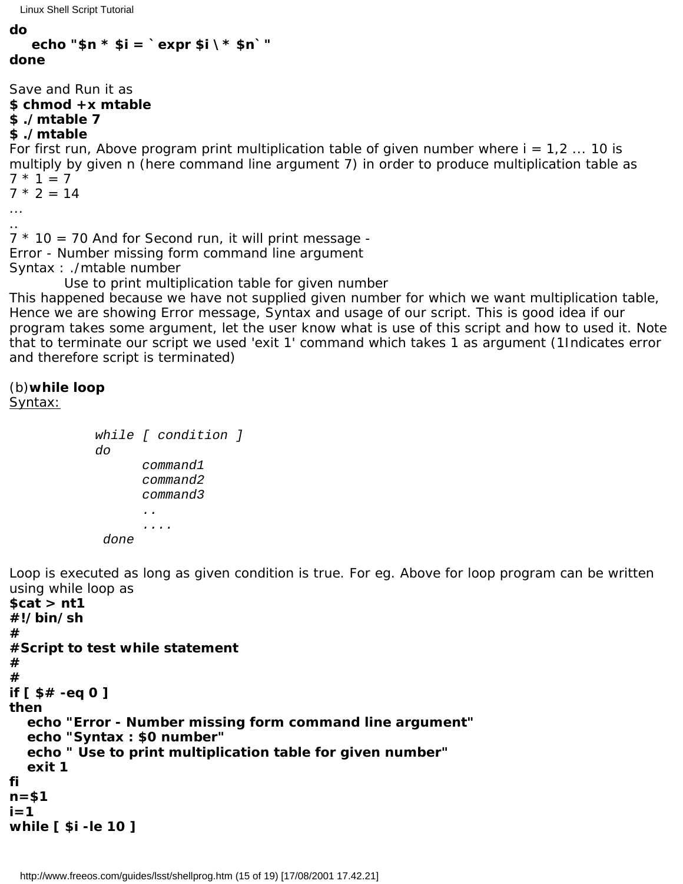```
do
    echo "$n * $i = `expr $i \* $n`"
done
```

Save and Run it as

```
$ chmod +x mtable
$ ./mtable 7
$ ./mtable
```

For first run, Above program print multiplication table of given number where i = 1,2 ... 10 is multiply by given n (here command line argument 7) in order to produce multiplication table as
7 * 1 = 7
7 * 2 = 14
...
..
7 * 10 = 70 And for Second run, it will print message -
Error - Number missing form command line argument
Syntax : ./mtable number
    Use to print multiplication table for given number
This happened because we have not supplied given number for which we want multiplication table, Hence we are showing Error message, Syntax and usage of our script. This is good idea if our program takes some argument, let the user know what is use of this script and how to used it. Note that to terminate our script we used 'exit 1' command which takes 1 as argument (1Indicates error and therefore script is terminated)

(b)**while loop**
<u>Syntax:</u>

```
while [ condition ]
do
      command1
      command2
      command3
      ..
      ....
 done
```

Loop is executed as long as given condition is true. For eg. Above for loop program can be written using while loop as

```
$cat > nt1
#!/bin/sh
#
#Script to test while statement
#
#
if [ $# -eq 0 ]
then
   echo "Error - Number missing form command line argument"
   echo "Syntax : $0 number"
   echo " Use to print multiplication table for given number"
   exit 1
fi
n=$1
i=1
while [ $i -le 10 ]
```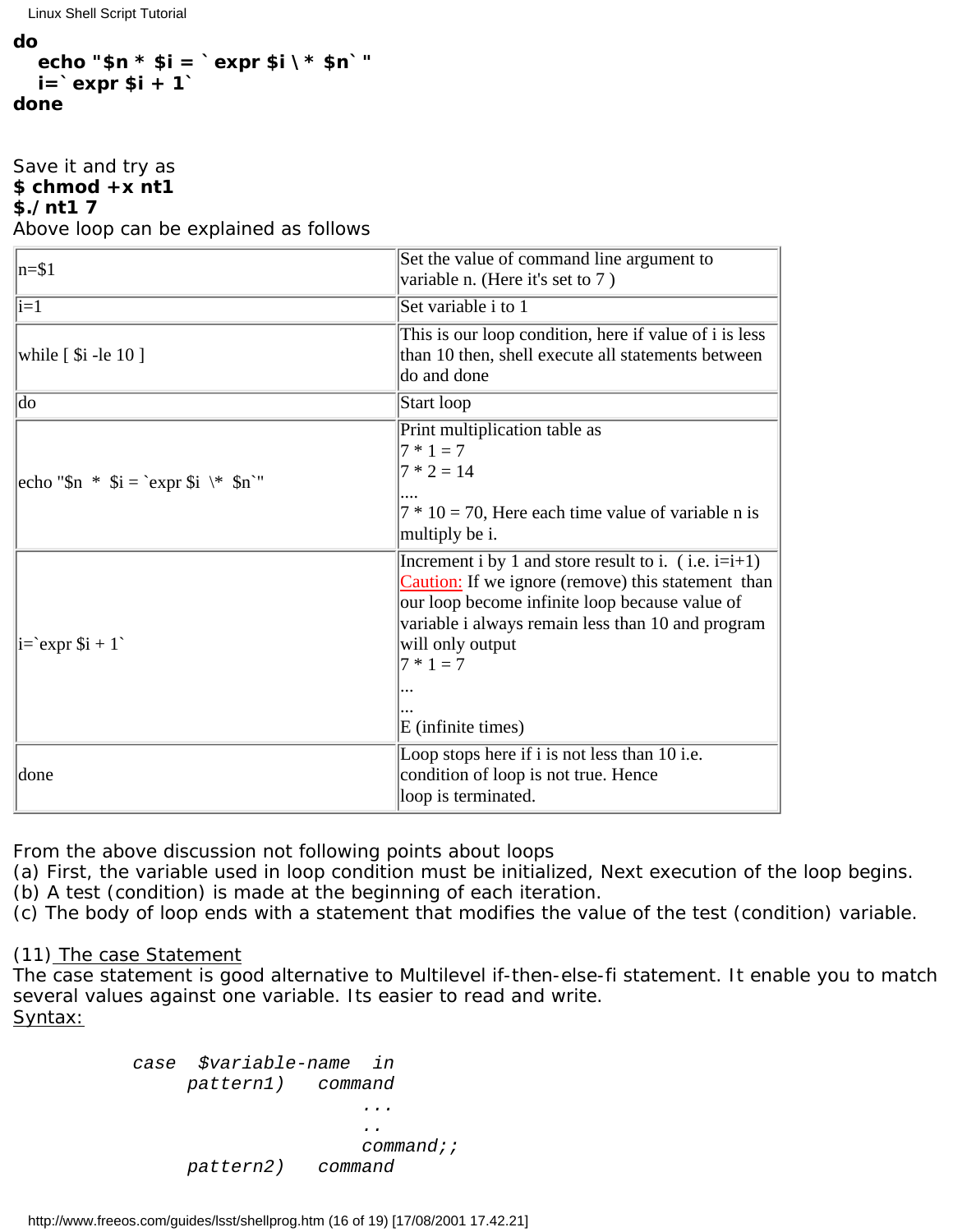```
do
   echo "$n * $i = `expr $i \* $n`"
   i=`expr $i + 1`
done
```

Save it and try as
**$ chmod +x nt1**
**$./nt1 7**
Above loop can be explained as follows

| | |
|---|---|
| n=$1 | Set the value of command line argument to variable n. (Here it's set to 7 ) |
| i=1 | Set variable i to 1 |
| while [ $i -le 10 ] | This is our loop condition, here if value of i is less than 10 then, shell execute all statements between do and done |
| do | Start loop |
| echo "$n * $i = `expr $i \* $n`" | Print multiplication table as<br>7 * 1 = 7<br>7 * 2 = 14<br>....<br>7 * 10 = 70, Here each time value of variable n is multiply be i. |
| i=`expr $i + 1` | Increment i by 1 and store result to i. ( i.e. i=i+1)<br>Caution: If we ignore (remove) this statement than our loop become infinite loop because value of variable i always remain less than 10 and program will only output<br>7 * 1 = 7<br>...<br>...<br>E (infinite times) |
| done | Loop stops here if i is not less than 10 i.e. condition of loop is not true. Hence loop is terminated. |

From the above discussion not following points about loops
(a) First, the variable used in loop condition must be initialized, Next execution of the loop begins.
(b) A test (condition) is made at the beginning of each iteration.
(c) The body of loop ends with a statement that modifies the value of the test (condition) variable.

### (11) The case Statement

The case statement is good alternative to Multilevel if-then-else-fi statement. It enable you to match several values against one variable. Its easier to read and write.
Syntax:

```
case  $variable-name  in
     pattern1)   command
                     ...
                     ..
                     command;;
     pattern2)   command
```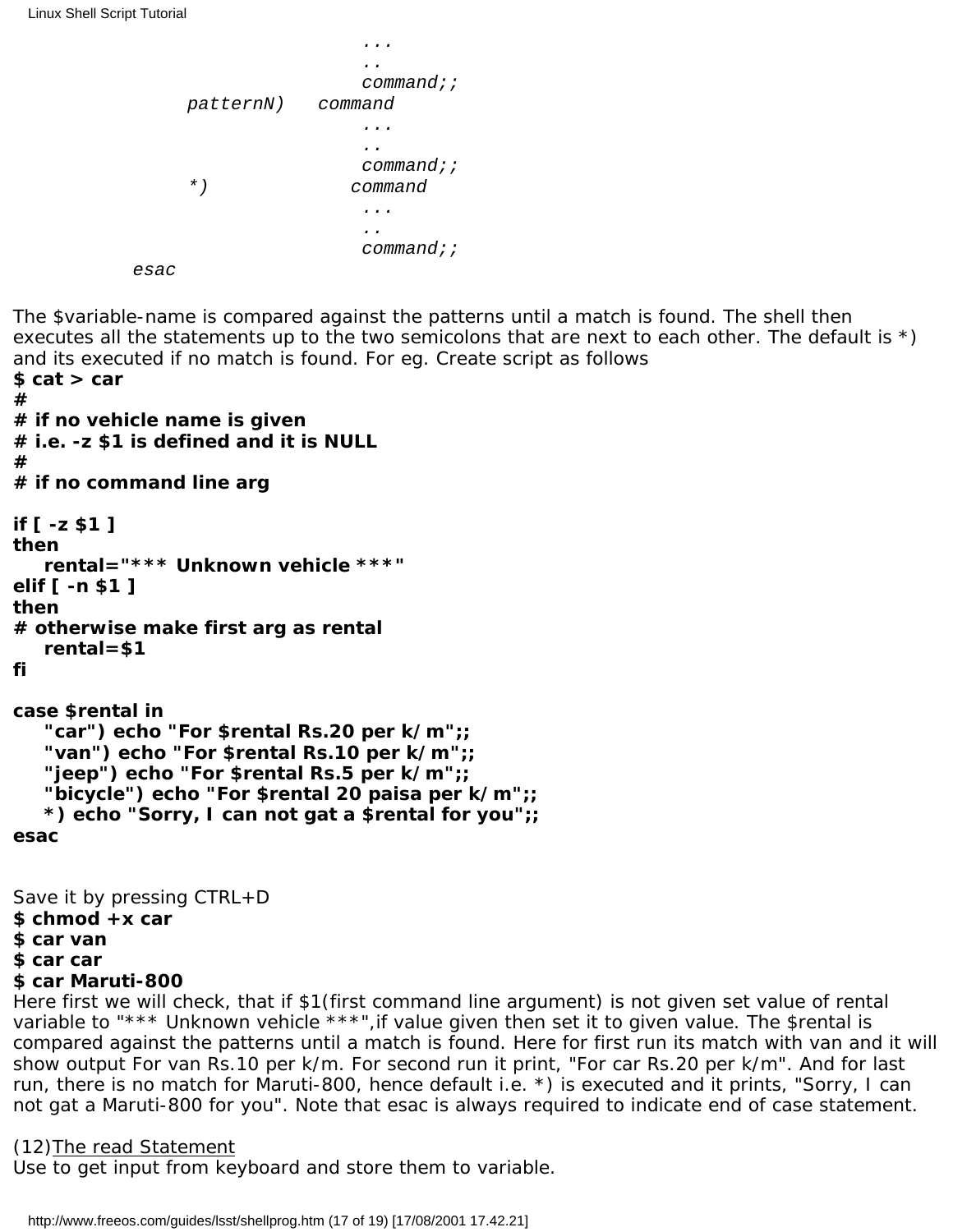```
                    ...
                    ..
                    command;;
        patternN)   command
                    ...
                    ..
                    command;;
        *)          command
                    ...
                    ..
                    command;;
    esac
```

The $variable-name is compared against the patterns until a match is found. The shell then executes all the statements up to the two semicolons that are next to each other. The default is *) and its executed if no match is found. For eg. Create script as follows

```
$ cat > car
#
# if no vehicle name is given
# i.e. -z $1 is defined and it is NULL
#
# if no command line arg

if [ -z $1 ]
then
   rental="*** Unknown vehicle ***"
elif [ -n $1 ]
then
# otherwise make first arg as rental
   rental=$1
fi

case $rental in
   "car") echo "For $rental Rs.20 per k/m";;
   "van") echo "For $rental Rs.10 per k/m";;
   "jeep") echo "For $rental Rs.5 per k/m";;
   "bicycle") echo "For $rental 20 paisa per k/m";;
   *) echo "Sorry, I can not gat a $rental for you";;
esac
```

Save it by pressing CTRL+D

```
$ chmod +x car
$ car van
$ car car
$ car Maruti-800
```

Here first we will check, that if $1(first command line argument) is not given set value of rental variable to "*** Unknown vehicle ***",if value given then set it to given value. The $rental is compared against the patterns until a match is found. Here for first run its match with van and it will show output For van Rs.10 per k/m. For second run it print, "For car Rs.20 per k/m". And for last run, there is no match for Maruti-800, hence default i.e. *) is executed and it prints, "Sorry, I can not gat a Maruti-800 for you". Note that esac is always required to indicate end of case statement.

(12)<u>The read Statement</u>

Use to get input from keyboard and store them to variable.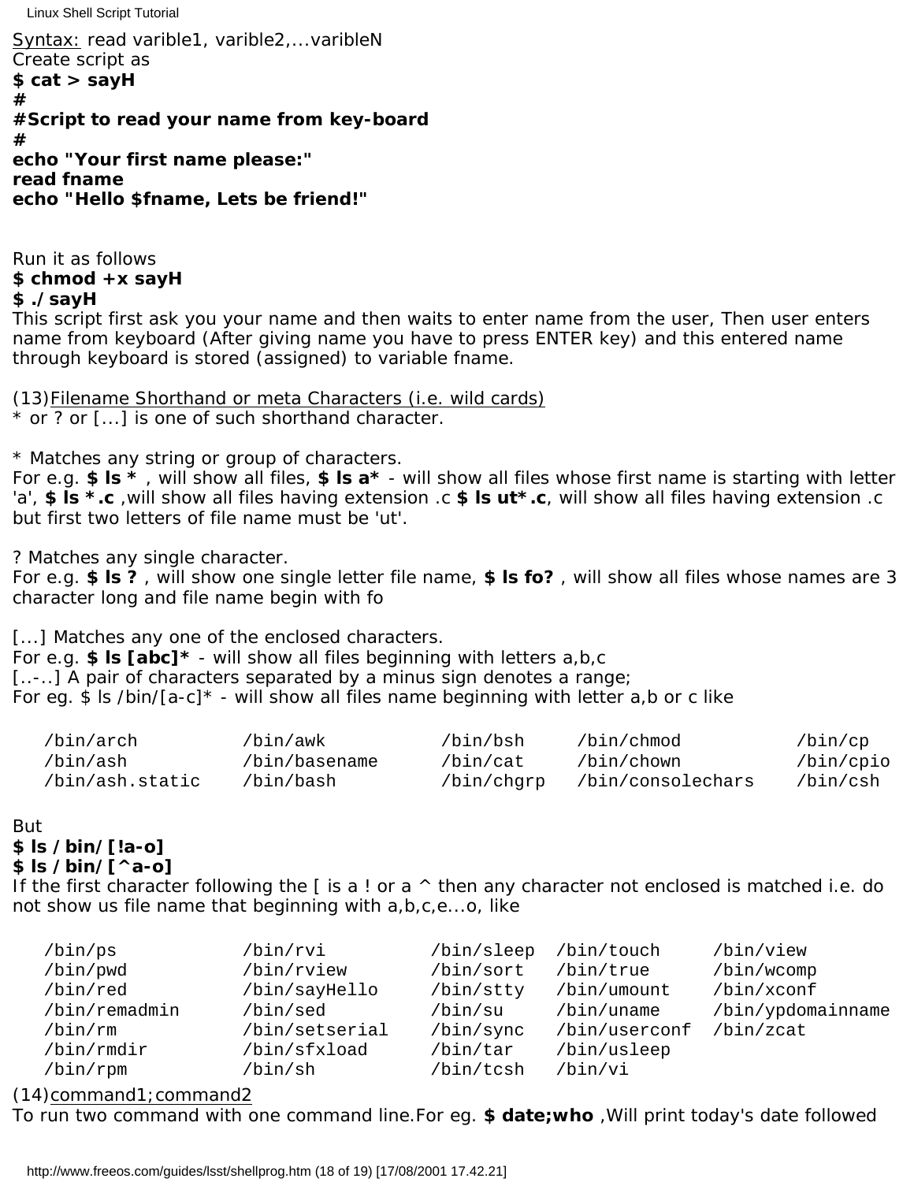Syntax: read varible1, varible2,...varibleN

Create script as

**$ cat > sayH**
**#**
**#Script to read your name from key-board**
**#**
**echo "Your first name please:"**
**read fname**
**echo "Hello $fname, Lets be friend!"**

Run it as follows

**$ chmod +x sayH**
**$ ./sayH**

This script first ask you your name and then waits to enter name from the user, Then user enters name from keyboard (After giving name you have to press ENTER key) and this entered name through keyboard is stored (assigned) to variable fname.

(13)Filename Shorthand or meta Characters (i.e. wild cards)

* or ? or [...] is one of such shorthand character.

* Matches any string or group of characters.

For e.g. **$ ls *** , will show all files, **$ ls a*** - will show all files whose first name is starting with letter 'a', **$ ls *.c** ,will show all files having extension .c **$ ls ut*.c**, will show all files having extension .c but first two letters of file name must be 'ut'.

? Matches any single character.

For e.g. **$ ls ?** , will show one single letter file name, **$ ls fo?** , will show all files whose names are 3 character long and file name begin with fo

[...] Matches any one of the enclosed characters.

For e.g. **$ ls [abc]*** - will show all files beginning with letters a,b,c

[..-..] A pair of characters separated by a minus sign denotes a range;

For eg. $ ls /bin/[a-c]* - will show all files name beginning with letter a,b or c like

```
   /bin/arch          /bin/awk          /bin/bsh     /bin/chmod          /bin/cp
   /bin/ash           /bin/basename     /bin/cat     /bin/chown          /bin/cpio
   /bin/ash.static    /bin/bash         /bin/chgrp   /bin/consolechars   /bin/csh
```

But

**$ ls /bin/[!a-o]**
**$ ls /bin/[^a-o]**

If the first character following the [ is a ! or a ^ then any character not enclosed is matched i.e. do not show us file name that beginning with a,b,c,e...o, like

```
   /bin/ps            /bin/rvi          /bin/sleep  /bin/touch     /bin/view
   /bin/pwd           /bin/rview        /bin/sort   /bin/true      /bin/wcomp
   /bin/red           /bin/sayHello     /bin/stty   /bin/umount    /bin/xconf
   /bin/remadmin      /bin/sed          /bin/su     /bin/uname     /bin/ypdomainname
   /bin/rm            /bin/setserial    /bin/sync   /bin/userconf  /bin/zcat
   /bin/rmdir         /bin/sfxload      /bin/tar    /bin/usleep
   /bin/rpm           /bin/sh           /bin/tcsh   /bin/vi
```

(14)command1;command2

To run two command with one command line.For eg. **$ date;who** ,Will print today's date followed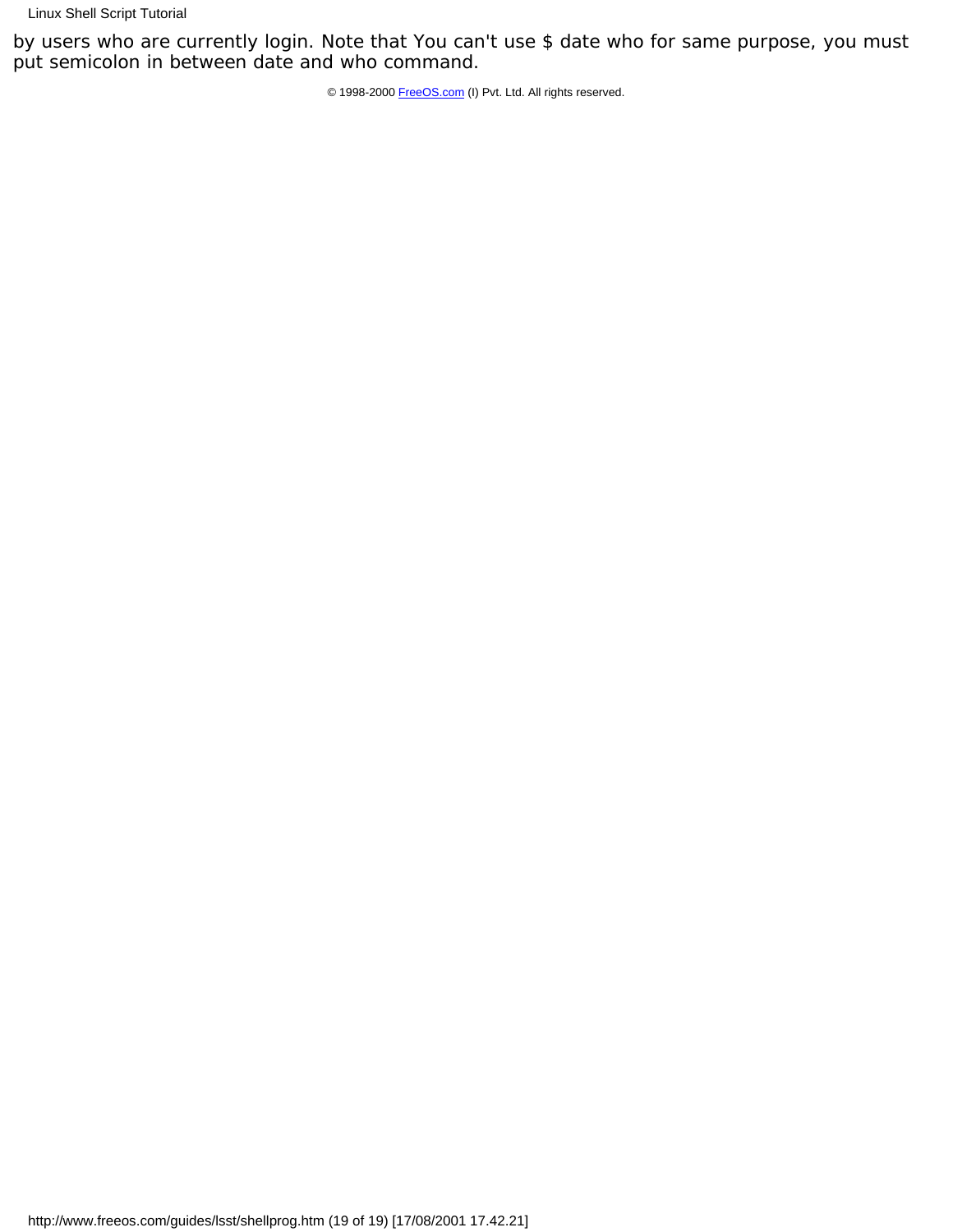by users who are currently login. Note that You can't use $ date who for same purpose, you must put semicolon in between date and who command.

© 1998-2000 FreeOS.com (I) Pvt. Ltd. All rights reserved.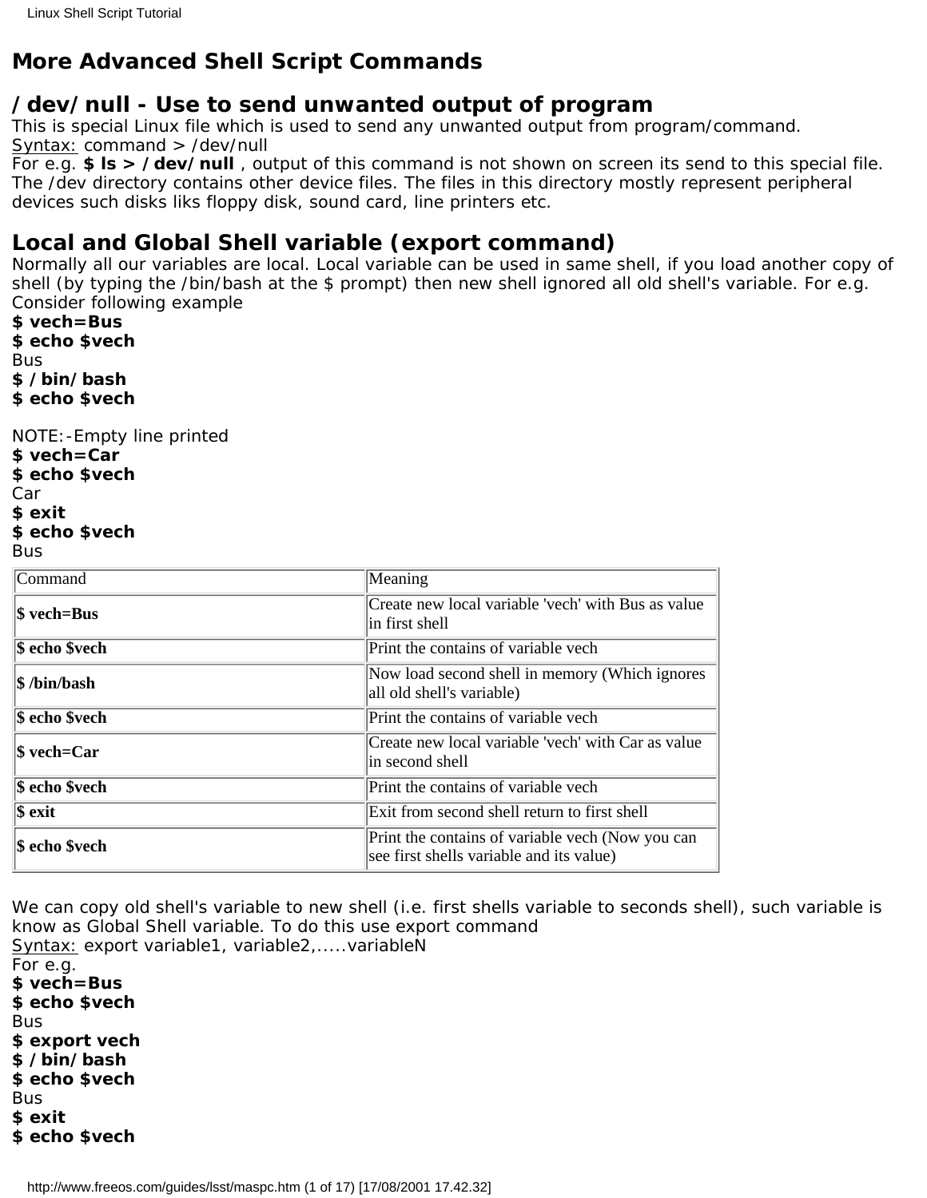## More Advanced Shell Script Commands

## /dev/null - Use to send unwanted output of program

This is special Linux file which is used to send any unwanted output from program/command.
Syntax: command > /dev/null
For e.g. **$ ls > /dev/null** , output of this command is not shown on screen its send to this special file. The /dev directory contains other device files. The files in this directory mostly represent peripheral devices such disks liks floppy disk, sound card, line printers etc.

## Local and Global Shell variable (export command)

Normally all our variables are local. Local variable can be used in same shell, if you load another copy of shell (by typing the /bin/bash at the $ prompt) then new shell ignored all old shell's variable. For e.g. Consider following example

**$ vech=Bus**
**$ echo $vech**
Bus
**$ /bin/bash**
**$ echo $vech**

NOTE:-Empty line printed
**$ vech=Car**
**$ echo $vech**
Car
**$ exit**
**$ echo $vech**
Bus

| Command | Meaning |
|---|---|
| **$ vech=Bus** | Create new local variable 'vech' with Bus as value in first shell |
| **$ echo $vech** | Print the contains of variable vech |
| **$ /bin/bash** | Now load second shell in memory (Which ignores all old shell's variable) |
| **$ echo $vech** | Print the contains of variable vech |
| **$ vech=Car** | Create new local variable 'vech' with Car as value in second shell |
| **$ echo $vech** | Print the contains of variable vech |
| **$ exit** | Exit from second shell return to first shell |
| **$ echo $vech** | Print the contains of variable vech (Now you can see first shells variable and its value) |

We can copy old shell's variable to new shell (i.e. first shells variable to seconds shell), such variable is know as Global Shell variable. To do this use export command
Syntax: export variable1, variable2,.....variableN
For e.g.
**$ vech=Bus**
**$ echo $vech**
Bus
**$ export vech**
**$ /bin/bash**
**$ echo $vech**
Bus
**$ exit**
**$ echo $vech**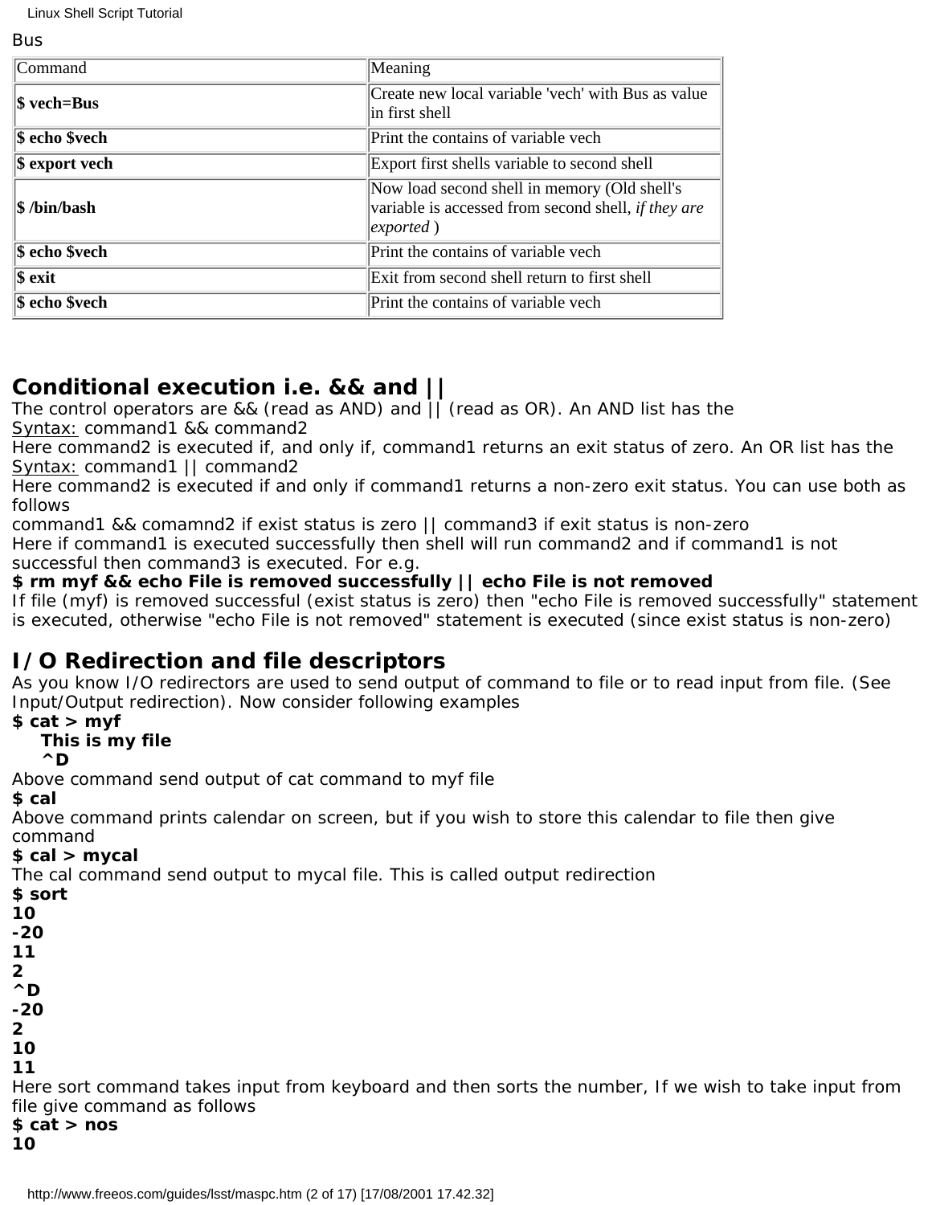Bus

| Command | Meaning |
| --- | --- |
| **$ vech=Bus** | Create new local variable 'vech' with Bus as value in first shell |
| **$ echo $vech** | Print the contains of variable vech |
| **$ export vech** | Export first shells variable to second shell |
| **$ /bin/bash** | Now load second shell in memory (Old shell's variable is accessed from second shell, *if they are exported* ) |
| **$ echo $vech** | Print the contains of variable vech |
| **$ exit** | Exit from second shell return to first shell |
| **$ echo $vech** | Print the contains of variable vech |

## Conditional execution i.e. && and ||

The control operators are && (read as AND) and || (read as OR). An AND list has the
Syntax: command1 && command2
Here command2 is executed if, and only if, command1 returns an exit status of zero. An OR list has the
Syntax: command1 || command2
Here command2 is executed if and only if command1 returns a non-zero exit status. You can use both as follows
command1 && comamnd2 if exist status is zero || command3 if exit status is non-zero
Here if command1 is executed successfully then shell will run command2 and if command1 is not successful then command3 is executed. For e.g.
**$ rm myf && echo File is removed successfully || echo File is not removed**
If file (myf) is removed successful (exist status is zero) then "echo File is removed successfully" statement is executed, otherwise "echo File is not removed" statement is executed (since exist status is non-zero)

## I/O Redirection and file descriptors

As you know I/O redirectors are used to send output of command to file or to read input from file. (See Input/Output redirection). Now consider following examples

```
$ cat > myf
    This is my file
    ^D
```

Above command send output of cat command to myf file
**$ cal**
Above command prints calendar on screen, but if you wish to store this calendar to file then give command
**$ cal > mycal**
The cal command send output to mycal file. This is called output redirection

```
$ sort
10
-20
11
2
^D
-20
2
10
11
```

Here sort command takes input from keyboard and then sorts the number, If we wish to take input from file give command as follows

```
$ cat > nos
10
```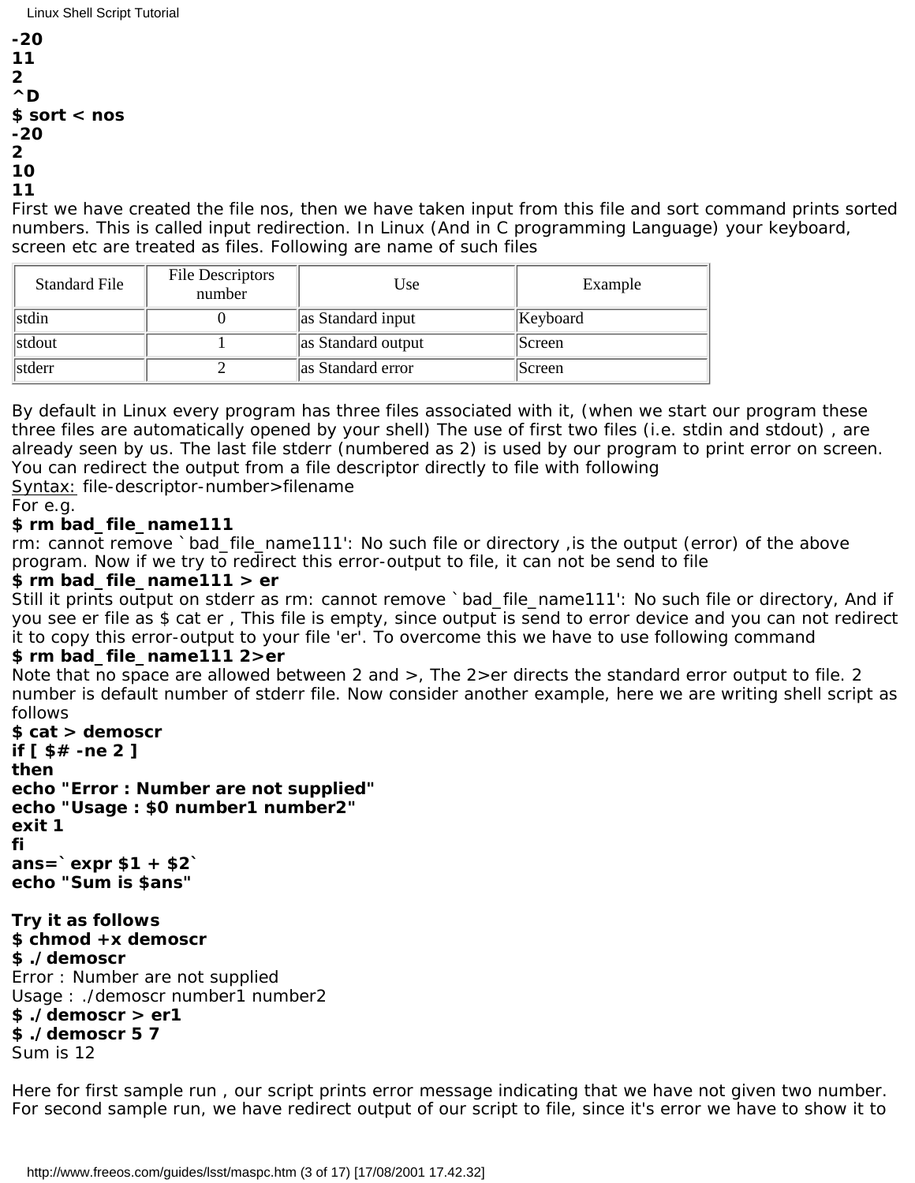**-20**
**11**
**2**
**^D**
**$ sort < nos**
**-20**
**2**
**10**
**11**

First we have created the file nos, then we have taken input from this file and sort command prints sorted numbers. This is called input redirection. In Linux (And in C programming Language) your keyboard, screen etc are treated as files. Following are name of such files

| Standard File | File Descriptors number | Use | Example |
|---|---|---|---|
| stdin | 0 | as Standard input | Keyboard |
| stdout | 1 | as Standard output | Screen |
| stderr | 2 | as Standard error | Screen |

By default in Linux every program has three files associated with it, (when we start our program these three files are automatically opened by your shell) The use of first two files (i.e. stdin and stdout) , are already seen by us. The last file stderr (numbered as 2) is used by our program to print error on screen. You can redirect the output from a file descriptor directly to file with following

Syntax: file-descriptor-number>filename

For e.g.

**$ rm bad_file_name111**

rm: cannot remove `bad_file_name111': No such file or directory ,is the output (error) of the above program. Now if we try to redirect this error-output to file, it can not be send to file

**$ rm bad_file_name111 > er**

Still it prints output on stderr as rm: cannot remove `bad_file_name111': No such file or directory, And if you see er file as $ cat er , This file is empty, since output is send to error device and you can not redirect it to copy this error-output to your file 'er'. To overcome this we have to use following command

**$ rm bad_file_name111 2>er**

Note that no space are allowed between 2 and >, The 2>er directs the standard error output to file. 2 number is default number of stderr file. Now consider another example, here we are writing shell script as follows

```
$ cat > demoscr
if [ $# -ne 2 ]
then
echo "Error : Number are not supplied"
echo "Usage : $0 number1 number2"
exit 1
fi
ans=`expr $1 + $2`
echo "Sum is $ans"
```

**Try it as follows**

```
$ chmod +x demoscr
$ ./demoscr
Error : Number are not supplied
Usage : ./demoscr number1 number2
$ ./demoscr > er1
$ ./demoscr 5 7
Sum is 12
```

Here for first sample run , our script prints error message indicating that we have not given two number. For second sample run, we have redirect output of our script to file, since it's error we have to show it to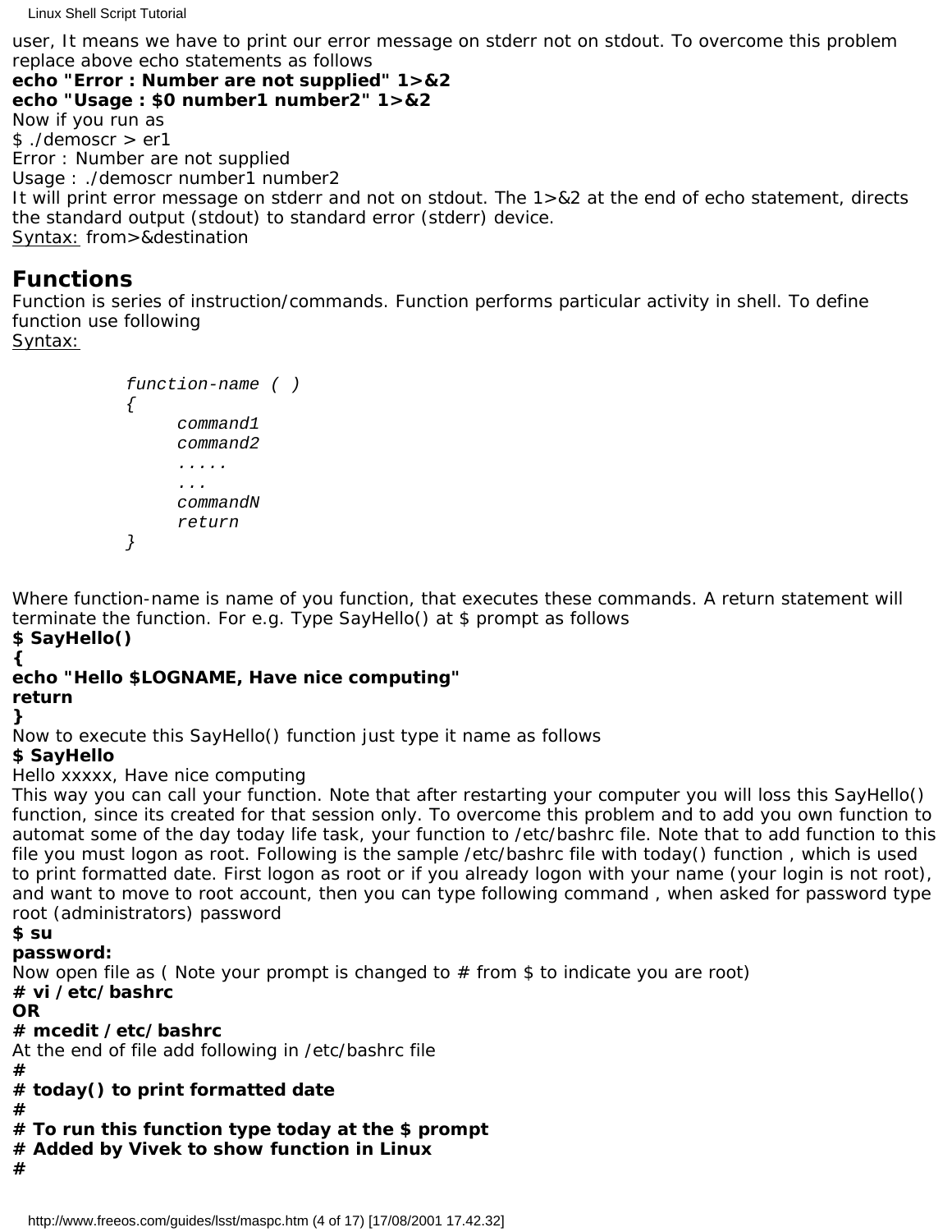user, It means we have to print our error message on stderr not on stdout. To overcome this problem replace above echo statements as follows

**echo "Error : Number are not supplied" 1>&2**
**echo "Usage : $0 number1 number2" 1>&2**

Now if you run as
$ ./demoscr > er1
Error : Number are not supplied
Usage : ./demoscr number1 number2

It will print error message on stderr and not on stdout. The 1>&2 at the end of echo statement, directs the standard output (stdout) to standard error (stderr) device.

Syntax: from>&destination

## Functions

Function is series of instruction/commands. Function performs particular activity in shell. To define function use following

Syntax:

```
function-name ( )
{
     command1
     command2
     .....
     ...
     commandN
     return
}
```

Where function-name is name of you function, that executes these commands. A return statement will terminate the function. For e.g. Type SayHello() at $ prompt as follows

**$ SayHello()**
**{**
**echo "Hello $LOGNAME, Have nice computing"**
**return**
**}**

Now to execute this SayHello() function just type it name as follows

**$ SayHello**
Hello xxxxx, Have nice computing

This way you can call your function. Note that after restarting your computer you will loss this SayHello() function, since its created for that session only. To overcome this problem and to add you own function to automat some of the day today life task, your function to /etc/bashrc file. Note that to add function to this file you must logon as root. Following is the sample /etc/bashrc file with today() function , which is used to print formatted date. First logon as root or if you already logon with your name (your login is not root), and want to move to root account, then you can type following command , when asked for password type root (administrators) password

**$ su**
**password:**

Now open file as ( Note your prompt is changed to # from $ to indicate you are root)

**# vi /etc/bashrc**
**OR**
**# mcedit /etc/bashrc**

At the end of file add following in /etc/bashrc file

**#**
**# today() to print formatted date**
**#**
**# To run this function type today at the $ prompt**
**# Added by Vivek to show function in Linux**
**#**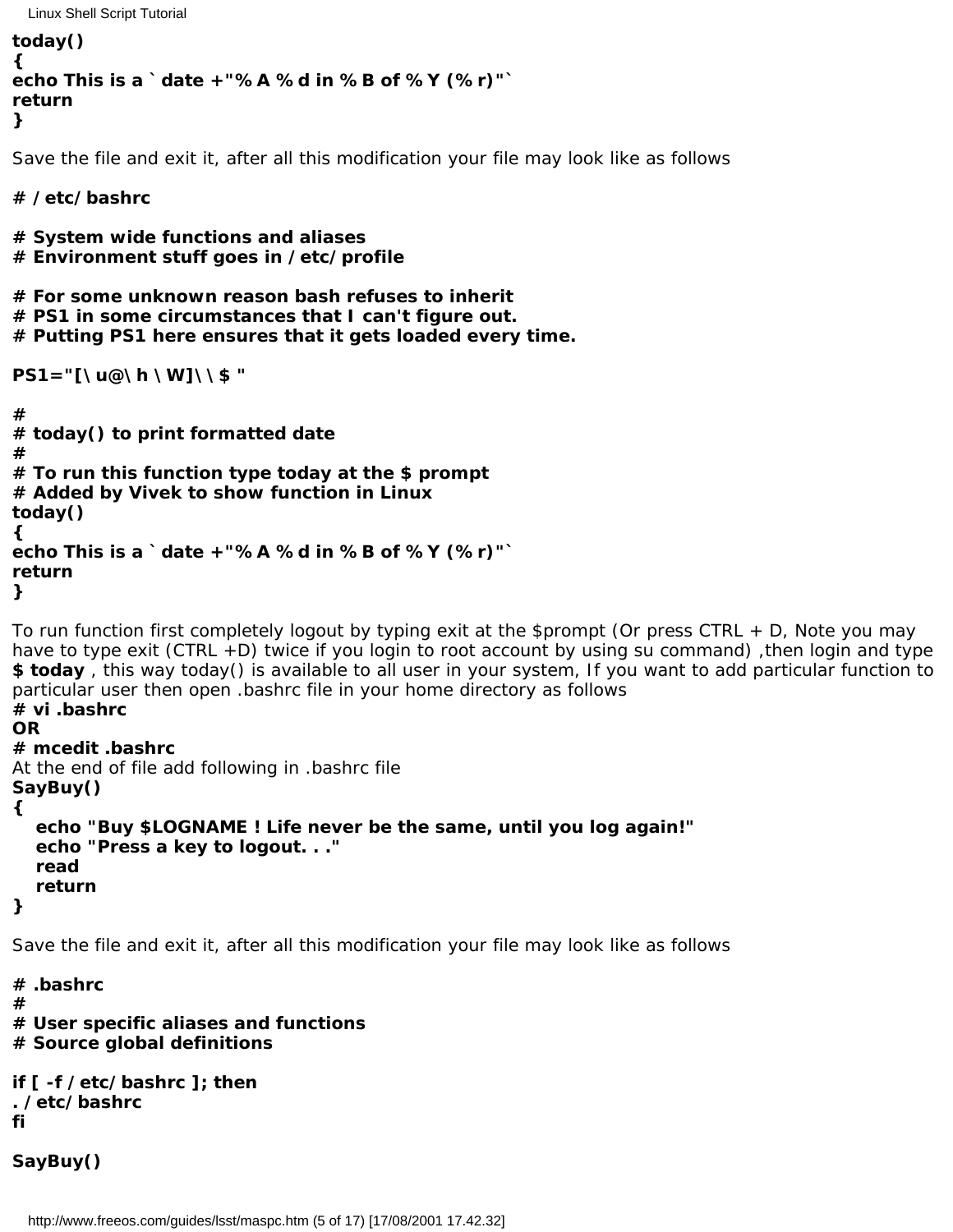```
today()
{
echo This is a `date +"%A %d in %B of %Y (%r)"`
return
}
```

Save the file and exit it, after all this modification your file may look like as follows

```
# /etc/bashrc

# System wide functions and aliases
# Environment stuff goes in /etc/profile

# For some unknown reason bash refuses to inherit
# PS1 in some circumstances that I can't figure out.
# Putting PS1 here ensures that it gets loaded every time.

PS1="[\u@\h \W]\\$ "

#
# today() to print formatted date
#
# To run this function type today at the $ prompt
# Added by Vivek to show function in Linux
today()
{
echo This is a `date +"%A %d in %B of %Y (%r)"`
return
}
```

To run function first completely logout by typing exit at the $prompt (Or press CTRL + D, Note you may have to type exit (CTRL +D) twice if you login to root account by using su command) ,then login and type **$ today** , this way today() is available to all user in your system, If you want to add particular function to particular user then open .bashrc file in your home directory as follows
**# vi .bashrc**
**OR**
**# mcedit .bashrc**
At the end of file add following in .bashrc file

```
SayBuy()
{
   echo "Buy $LOGNAME ! Life never be the same, until you log again!"
   echo "Press a key to logout. . ."
   read
   return
}
```

Save the file and exit it, after all this modification your file may look like as follows

```
# .bashrc
#
# User specific aliases and functions
# Source global definitions

if [ -f /etc/bashrc ]; then
. /etc/bashrc
fi

SayBuy()
```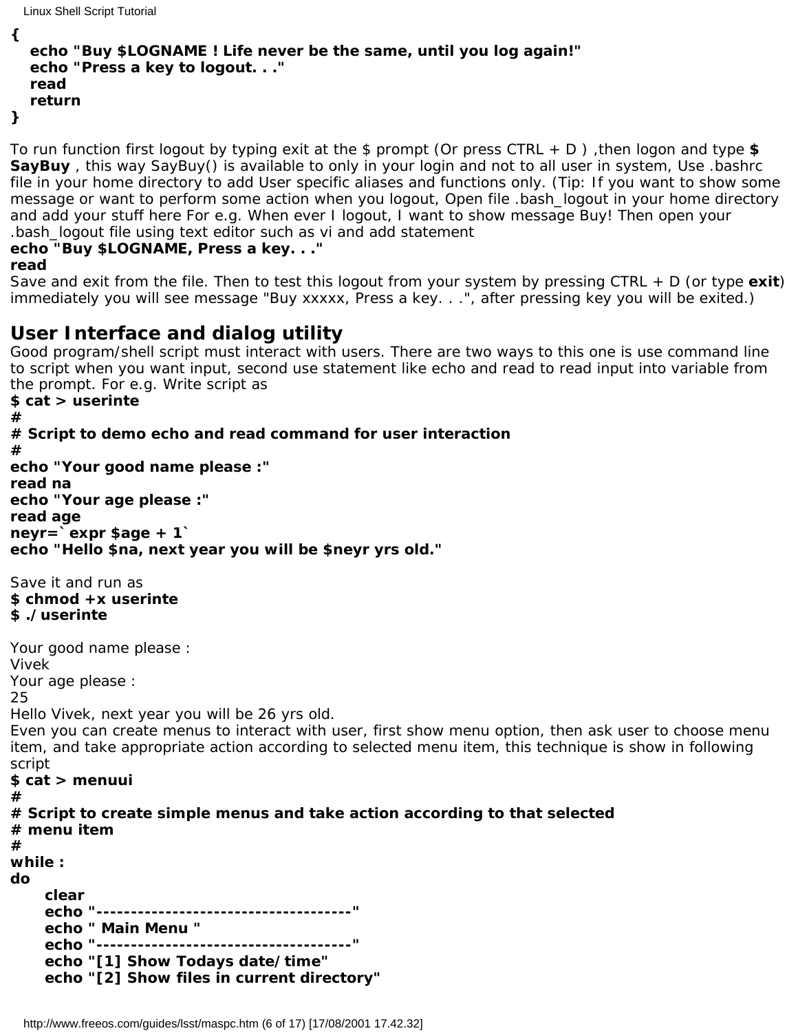```
{
   echo "Buy $LOGNAME ! Life never be the same, until you log again!"
   echo "Press a key to logout. . ."
   read
   return
}
```

To run function first logout by typing exit at the $ prompt (Or press CTRL + D ) ,then logon and type **$ SayBuy** , this way SayBuy() is available to only in your login and not to all user in system, Use .bashrc file in your home directory to add User specific aliases and functions only. (Tip: If you want to show some message or want to perform some action when you logout, Open file .bash_logout in your home directory and add your stuff here For e.g. When ever I logout, I want to show message Buy! Then open your .bash_logout file using text editor such as vi and add statement
**echo "Buy $LOGNAME, Press a key. . ."**
**read**
Save and exit from the file. Then to test this logout from your system by pressing CTRL + D (or type **exit**) immediately you will see message "Buy xxxxx, Press a key. . .", after pressing key you will be exited.)

## User Interface and dialog utility

Good program/shell script must interact with users. There are two ways to this one is use command line to script when you want input, second use statement like echo and read to read input into variable from the prompt. For e.g. Write script as

```
$ cat > userinte
#
# Script to demo echo and read command for user interaction
#
echo "Your good name please :"
read na
echo "Your age please :"
read age
neyr=`expr $age + 1`
echo "Hello $na, next year you will be $neyr yrs old."
```

Save it and run as

```
$ chmod +x userinte
$ ./userinte
```

Your good name please :
Vivek
Your age please :
25
Hello Vivek, next year you will be 26 yrs old.
Even you can create menus to interact with user, first show menu option, then ask user to choose menu item, and take appropriate action according to selected menu item, this technique is show in following script

```
$ cat > menuui
#
# Script to create simple menus and take action according to that selected
# menu item
#
while :
do
      clear
      echo "-------------------------------------"
      echo " Main Menu "
      echo "-------------------------------------"
      echo "[1] Show Todays date/time"
      echo "[2] Show files in current directory"
```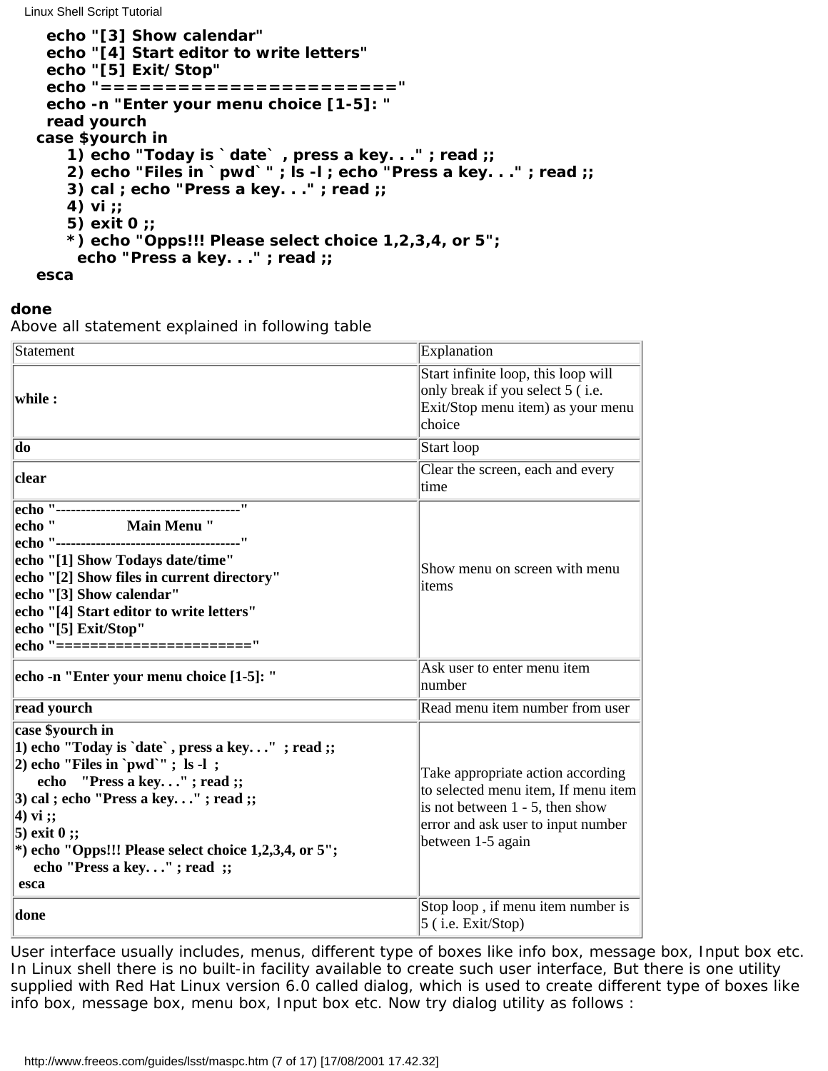```
    echo "[3] Show calendar"
    echo "[4] Start editor to write letters"
    echo "[5] Exit/Stop"
    echo "======================="
    echo -n "Enter your menu choice [1-5]: "
    read yourch
  case $yourch in
      1) echo "Today is `date` , press a key. . ." ; read ;;
      2) echo "Files in `pwd` " ; ls -l ; echo "Press a key. . ." ; read ;;
      3) cal ; echo "Press a key. . ." ; read ;;
      4) vi ;;
      5) exit 0 ;;
      *) echo "Opps!!! Please select choice 1,2,3,4, or 5";
         echo "Press a key. . ." ; read ;;
  esca

done
```

Above all statement explained in following table

| Statement | Explanation |
|---|---|
| **while :** | Start infinite loop, this loop will only break if you select 5 ( i.e. Exit/Stop menu item) as your menu choice |
| **do** | Start loop |
| **clear** | Clear the screen, each and every time |
| **echo "-------------------------------------"**<br>**echo "                Main Menu "**<br>**echo "-------------------------------------"**<br>**echo "[1] Show Todays date/time"**<br>**echo "[2] Show files in current directory"**<br>**echo "[3] Show calendar"**<br>**echo "[4] Start editor to write letters"**<br>**echo "[5] Exit/Stop"**<br>**echo "======================="** | Show menu on screen with menu items |
| **echo -n "Enter your menu choice [1-5]: "** | Ask user to enter menu item number |
| **read yourch** | Read menu item number from user |
| **case $yourch in**<br>**1) echo "Today is `date` , press a key. . ."  ; read ;;**<br>**2) echo "Files in `pwd`" ;  ls -l  ;**<br>**     echo    "Press a key. . ." ; read ;;**<br>**3) cal ; echo "Press a key. . ." ; read ;;**<br>**4) vi ;;**<br>**5) exit 0 ;;**<br>**\*) echo "Opps!!! Please select choice 1,2,3,4, or 5";**<br>**    echo "Press a key. . ." ; read  ;;**<br>**esca** | Take appropriate action according to selected menu item, If menu item is not between 1 - 5, then show error and ask user to input number between 1-5 again |
| **done** | Stop loop , if menu item number is 5 ( i.e. Exit/Stop) |

User interface usually includes, menus, different type of boxes like info box, message box, Input box etc. In Linux shell there is no built-in facility available to create such user interface, But there is one utility supplied with Red Hat Linux version 6.0 called dialog, which is used to create different type of boxes like info box, message box, menu box, Input box etc. Now try dialog utility as follows :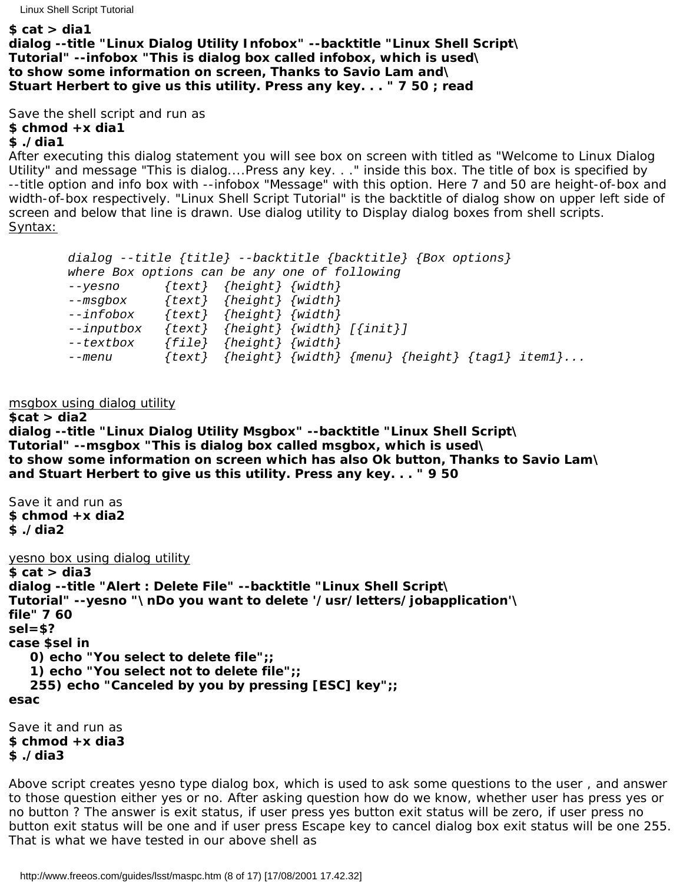```
$ cat > dia1
dialog --title "Linux Dialog Utility Infobox" --backtitle "Linux Shell Script\
Tutorial" --infobox "This is dialog box called infobox, which is used\
to show some information on screen, Thanks to Savio Lam and\
Stuart Herbert to give us this utility. Press any key. . . " 7 50 ; read
```

Save the shell script and run as

```
$ chmod +x dia1
$ ./dia1
```

After executing this dialog statement you will see box on screen with titled as "Welcome to Linux Dialog Utility" and message "This is dialog....Press any key. . ." inside this box. The title of box is specified by --title option and info box with --infobox "Message" with this option. Here 7 and 50 are height-of-box and width-of-box respectively. "Linux Shell Script Tutorial" is the backtitle of dialog show on upper left side of screen and below that line is drawn. Use dialog utility to Display dialog boxes from shell scripts.

Syntax:

```
dialog --title {title} --backtitle {backtitle} {Box options}
where Box options can be any one of following
--yesno      {text}  {height} {width}
--msgbox     {text}  {height} {width}
--infobox    {text}  {height} {width}
--inputbox   {text}  {height} {width} [{init}]
--textbox    {file}  {height} {width}
--menu       {text}  {height} {width} {menu} {height} {tag1} item1}...
```

msgbox using dialog utility

```
$cat > dia2
dialog --title "Linux Dialog Utility Msgbox" --backtitle "Linux Shell Script\
Tutorial" --msgbox "This is dialog box called msgbox, which is used\
to show some information on screen which has also Ok button, Thanks to Savio Lam\
and Stuart Herbert to give us this utility. Press any key. . . " 9 50
```

Save it and run as

```
$ chmod +x dia2
$ ./dia2
```

yesno box using dialog utility

```
$ cat > dia3
dialog --title "Alert : Delete File" --backtitle "Linux Shell Script\
Tutorial" --yesno "\nDo you want to delete '/usr/letters/jobapplication'\
file" 7 60
sel=$?
case $sel in
    0) echo "You select to delete file";;
    1) echo "You select not to delete file";;
    255) echo "Canceled by you by pressing [ESC] key";;
esac
```

Save it and run as

```
$ chmod +x dia3
$ ./dia3
```

Above script creates yesno type dialog box, which is used to ask some questions to the user , and answer to those question either yes or no. After asking question how do we know, whether user has press yes or no button ? The answer is exit status, if user press yes button exit status will be zero, if user press no button exit status will be one and if user press Escape key to cancel dialog box exit status will be one 255. That is what we have tested in our above shell as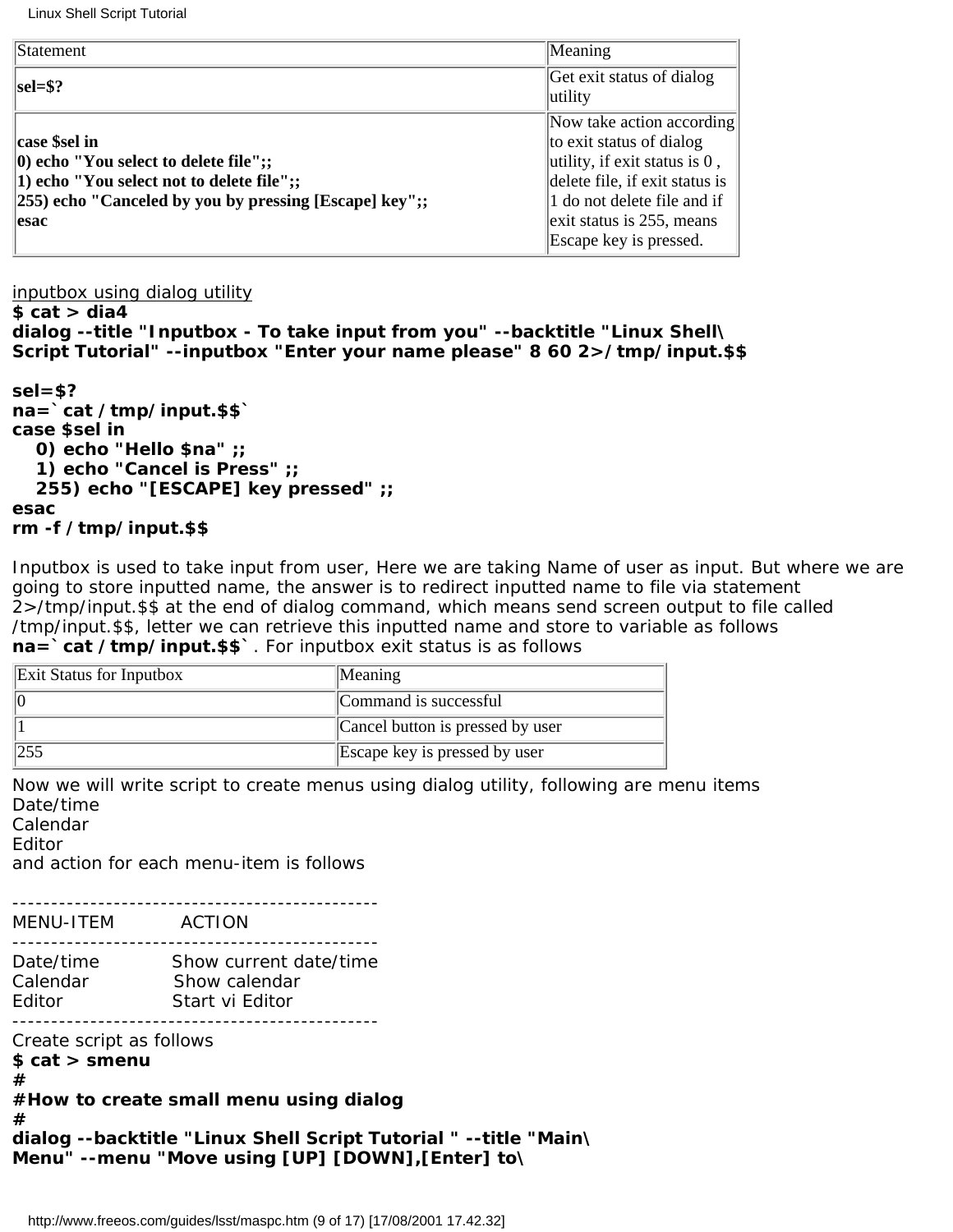| Statement | Meaning |
| --- | --- |
| **sel=$?** | Get exit status of dialog utility |
| **case $sel in**<br>**0) echo "You select to delete file";;**<br>**1) echo "You select not to delete file";;**<br>**255) echo "Canceled by you by pressing [Escape] key";;**<br>**esac** | Now take action according to exit status of dialog utility, if exit status is 0 , delete file, if exit status is 1 do not delete file and if exit status is 255, means Escape key is pressed. |

<u>inputbox using dialog utility</u>

```
$ cat > dia4
dialog --title "Inputbox - To take input from you" --backtitle "Linux Shell\
Script Tutorial" --inputbox "Enter your name please" 8 60 2>/tmp/input.$$

sel=$?
na=`cat /tmp/input.$$`
case $sel in
   0) echo "Hello $na" ;;
   1) echo "Cancel is Press" ;;
   255) echo "[ESCAPE] key pressed" ;;
esac
rm -f /tmp/input.$$
```

Inputbox is used to take input from user, Here we are taking Name of user as input. But where we are going to store inputted name, the answer is to redirect inputted name to file via statement 2>/tmp/input.$$ at the end of dialog command, which means send screen output to file called /tmp/input.$$, letter we can retrieve this inputted name and store to variable as follows **na=`cat /tmp/input.$$`**. For inputbox exit status is as follows

| Exit Status for Inputbox | Meaning |
| --- | --- |
| 0 | Command is successful |
| 1 | Cancel button is pressed by user |
| 255 | Escape key is pressed by user |

Now we will write script to create menus using dialog utility, following are menu items
Date/time
Calendar
Editor
and action for each menu-item is follows

```
-----------------------------------------------
MENU-ITEM          ACTION
-----------------------------------------------
Date/time          Show current date/time
Calendar           Show calendar
Editor             Start vi Editor
-----------------------------------------------
```

Create script as follows

```
$ cat > smenu
#
#How to create small menu using dialog
#
dialog --backtitle "Linux Shell Script Tutorial " --title "Main\
Menu" --menu "Move using [UP] [DOWN],[Enter] to\
```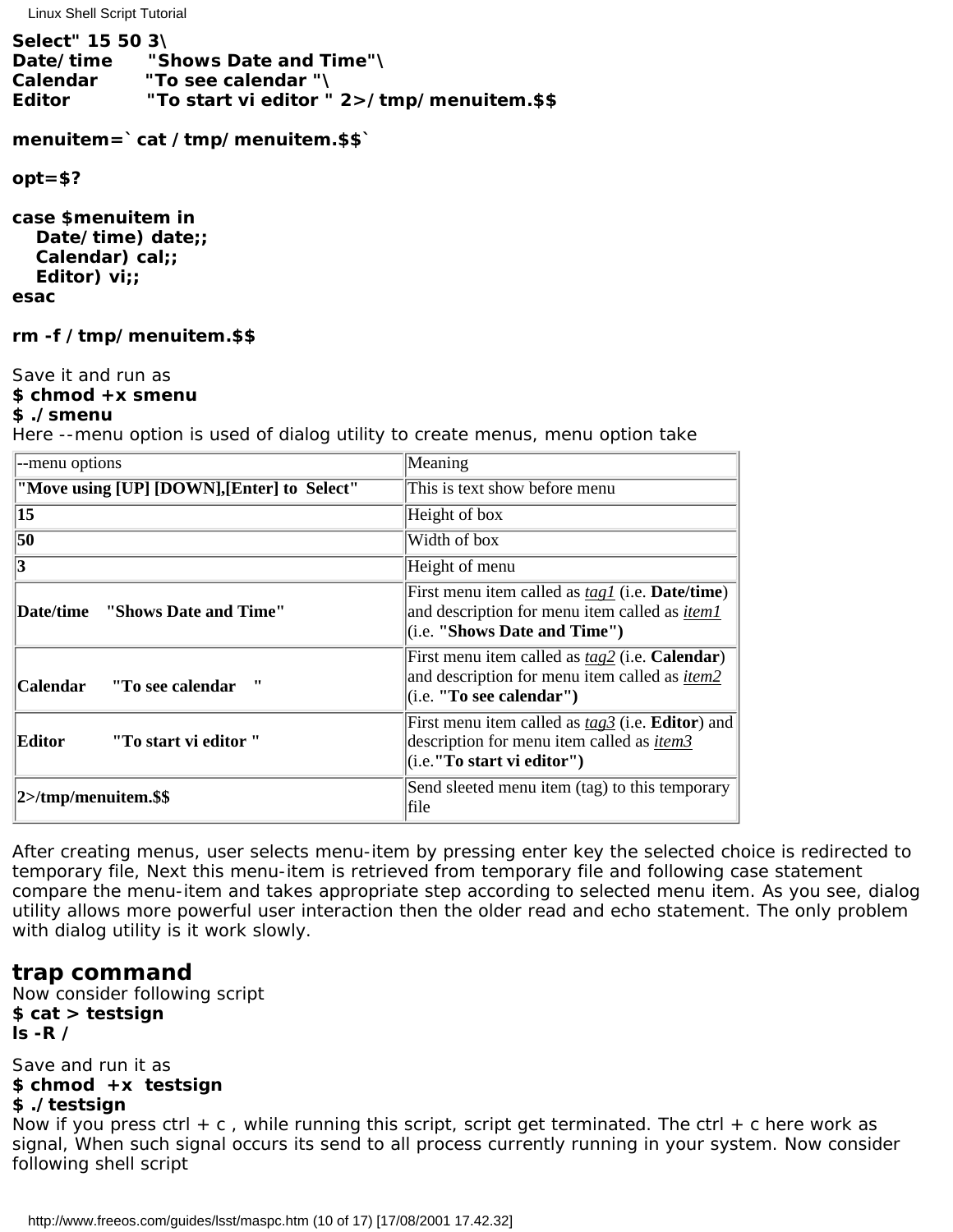```
Select" 15 50 3\
Date/time      "Shows Date and Time"\
Calendar       "To see calendar "\
Editor         "To start vi editor " 2>/tmp/menuitem.$$

menuitem=`cat /tmp/menuitem.$$`

opt=$?

case $menuitem in
   Date/time) date;;
   Calendar) cal;;
   Editor) vi;;
esac

rm -f /tmp/menuitem.$$
```

Save it and run as
**$ chmod +x smenu**
**$ ./smenu**
Here --menu option is used of dialog utility to create menus, menu option take

| --menu options | Meaning |
|---|---|
| **"Move using [UP] [DOWN],[Enter] to Select"** | This is text show before menu |
| **15** | Height of box |
| **50** | Width of box |
| **3** | Height of menu |
| **Date/time "Shows Date and Time"** | First menu item called as *tag1* (i.e. **Date/time**) and description for menu item called as *item1* (i.e. **"Shows Date and Time")** |
| **Calendar "To see calendar "** | First menu item called as *tag2* (i.e. **Calendar**) and description for menu item called as *item2* (i.e. **"To see calendar")** |
| **Editor "To start vi editor "** | First menu item called as *tag3* (i.e. **Editor**) and description for menu item called as *item3* (i.e.**"To start vi editor")** |
| **2>/tmp/menuitem.$$** | Send sleeted menu item (tag) to this temporary file |

After creating menus, user selects menu-item by pressing enter key the selected choice is redirected to temporary file, Next this menu-item is retrieved from temporary file and following case statement compare the menu-item and takes appropriate step according to selected menu item. As you see, dialog utility allows more powerful user interaction then the older read and echo statement. The only problem with dialog utility is it work slowly.

## trap command

Now consider following script
**$ cat > testsign**
**ls -R /**

Save and run it as
**$ chmod +x testsign**
**$ ./testsign**
Now if you press ctrl + c , while running this script, script get terminated. The ctrl + c here work as signal, When such signal occurs its send to all process currently running in your system. Now consider following shell script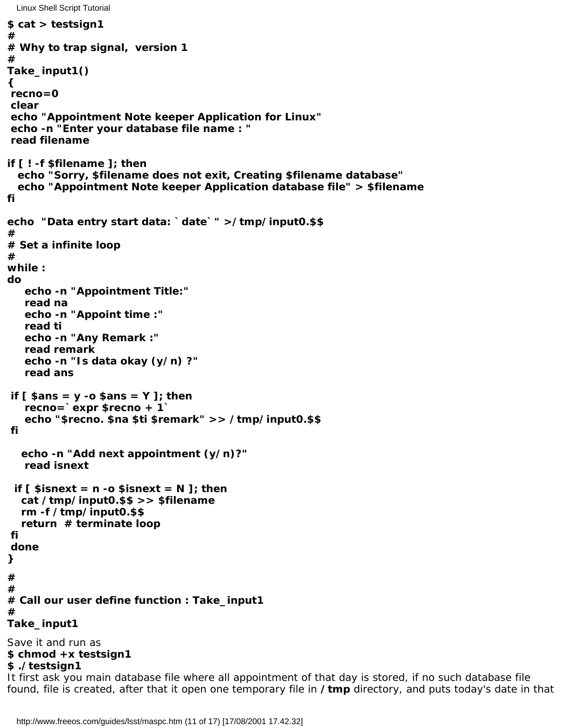```
$ cat > testsign1
#
# Why to trap signal,  version 1
#
Take_input1()
{
 recno=0
 clear
 echo "Appointment Note keeper Application for Linux"
 echo -n "Enter your database file name : "
 read filename

if [ ! -f $filename ]; then
   echo "Sorry, $filename does not exit, Creating $filename database"
   echo "Appointment Note keeper Application database file" > $filename
fi

echo  "Data entry start data: `date`" >/tmp/input0.$$
#
# Set a infinite loop
#
while :
do
    echo -n "Appointment Title:"
    read na
    echo -n "Appoint time :"
    read ti
    echo -n "Any Remark :"
    read remark
    echo -n "Is data okay (y/n) ?"
    read ans

 if [ $ans = y -o $ans = Y ]; then
    recno=`expr $recno + 1`
    echo "$recno. $na $ti $remark" >> /tmp/input0.$$
 fi

   echo -n "Add next appointment (y/n)?"
    read isnext

  if [ $isnext = n -o $isnext = N ]; then
    cat /tmp/input0.$$ >> $filename
    rm -f /tmp/input0.$$
    return  # terminate loop
 fi
 done
}
#
#
# Call our user define function : Take_input1
#
Take_input1
```

Save it and run as

**$ chmod +x testsign1**
**$ ./testsign1**

It first ask you main database file where all appointment of that day is stored, if no such database file found, file is created, after that it open one temporary file in **/tmp** directory, and puts today's date in that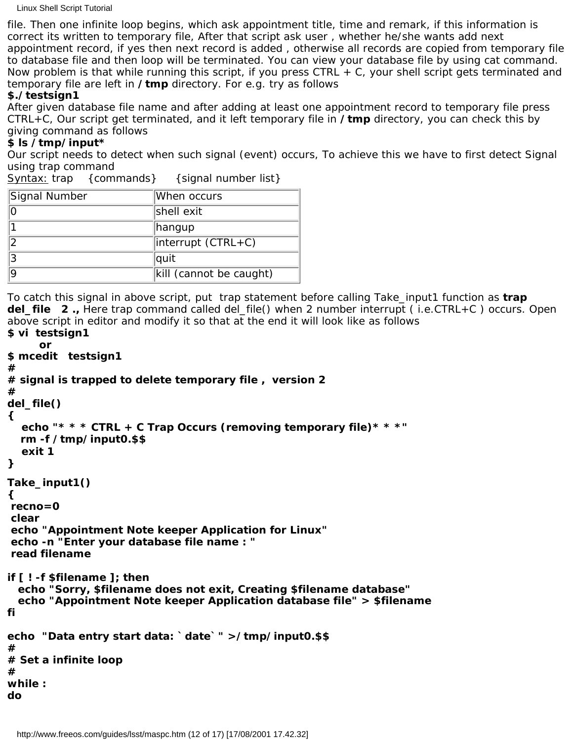file. Then one infinite loop begins, which ask appointment title, time and remark, if this information is correct its written to temporary file, After that script ask user , whether he/she wants add next appointment record, if yes then next record is added , otherwise all records are copied from temporary file to database file and then loop will be terminated. You can view your database file by using cat command. Now problem is that while running this script, if you press CTRL + C, your shell script gets terminated and temporary file are left in **/tmp** directory. For e.g. try as follows

**$./testsign1**

After given database file name and after adding at least one appointment record to temporary file press CTRL+C, Our script get terminated, and it left temporary file in **/tmp** directory, you can check this by giving command as follows

**$ ls /tmp/input***

Our script needs to detect when such signal (event) occurs, To achieve this we have to first detect Signal using trap command

Syntax: trap {commands} {signal number list}

| Signal Number | When occurs |
|---|---|
| 0 | shell exit |
| 1 | hangup |
| 2 | interrupt (CTRL+C) |
| 3 | quit |
| 9 | kill (cannot be caught) |

To catch this signal in above script, put trap statement before calling Take_input1 function as **trap del_file 2 .,** Here trap command called del_file() when 2 number interrupt ( i.e.CTRL+C ) occurs. Open above script in editor and modify it so that at the end it will look like as follows

```
$ vi  testsign1
       or
$ mcedit   testsign1
#
# signal is trapped to delete temporary file ,  version 2
#
del_file()
{
   echo "* * * CTRL + C Trap Occurs (removing temporary file)* * *"
   rm -f /tmp/input0.$$
   exit 1
}

Take_input1()
{
 recno=0
 clear
 echo "Appointment Note keeper Application for Linux"
 echo -n "Enter your database file name : "
 read filename

if [ ! -f $filename ]; then
   echo "Sorry, $filename does not exit, Creating $filename database"
   echo "Appointment Note keeper Application database file" > $filename
fi

echo  "Data entry start data: `date`" >/tmp/input0.$$
#
# Set a infinite loop
#
while :
do
```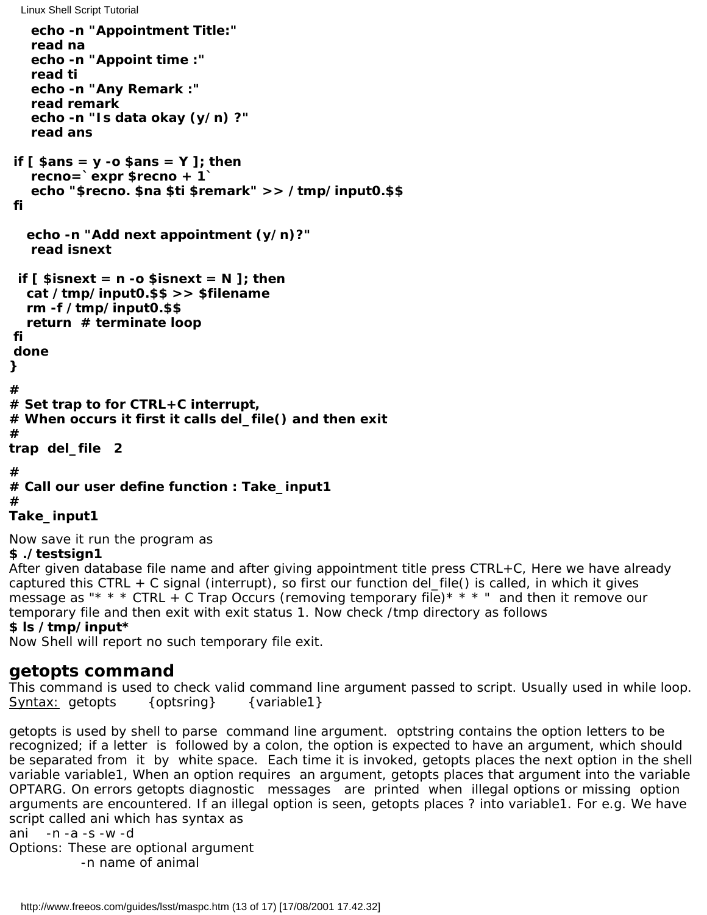```
    echo -n "Appointment Title:"
    read na
    echo -n "Appoint time :"
    read ti
    echo -n "Any Remark :"
    read remark
    echo -n "Is data okay (y/n) ?"
    read ans

 if [ $ans = y -o $ans = Y ]; then
    recno=`expr $recno + 1`
    echo "$recno. $na $ti $remark" >> /tmp/input0.$$
 fi

   echo -n "Add next appointment (y/n)?"
    read isnext

  if [ $isnext = n -o $isnext = N ]; then
   cat /tmp/input0.$$ >> $filename
   rm -f /tmp/input0.$$
   return  # terminate loop
 fi
 done
}

#
# Set trap to for CTRL+C interrupt,
# When occurs it first it calls del_file() and then exit
#
trap  del_file   2

#
# Call our user define function : Take_input1
#
Take_input1
```

Now save it run the program as

**$ ./testsign1**

After given database file name and after giving appointment title press CTRL+C, Here we have already captured this CTRL + C signal (interrupt), so first our function del_file() is called, in which it gives message as "* * * CTRL + C Trap Occurs (removing temporary file)* * * " and then it remove our temporary file and then exit with exit status 1. Now check /tmp directory as follows

**$ ls /tmp/input***

Now Shell will report no such temporary file exit.

## getopts command

This command is used to check valid command line argument passed to script. Usually used in while loop.

Syntax: getopts {optsring} {variable1}

getopts is used by shell to parse command line argument. optstring contains the option letters to be recognized; if a letter is followed by a colon, the option is expected to have an argument, which should be separated from it by white space. Each time it is invoked, getopts places the next option in the shell variable variable1, When an option requires an argument, getopts places that argument into the variable OPTARG. On errors getopts diagnostic messages are printed when illegal options or missing option arguments are encountered. If an illegal option is seen, getopts places ? into variable1. For e.g. We have script called ani which has syntax as

ani -n -a -s -w -d

Options: These are optional argument

-n name of animal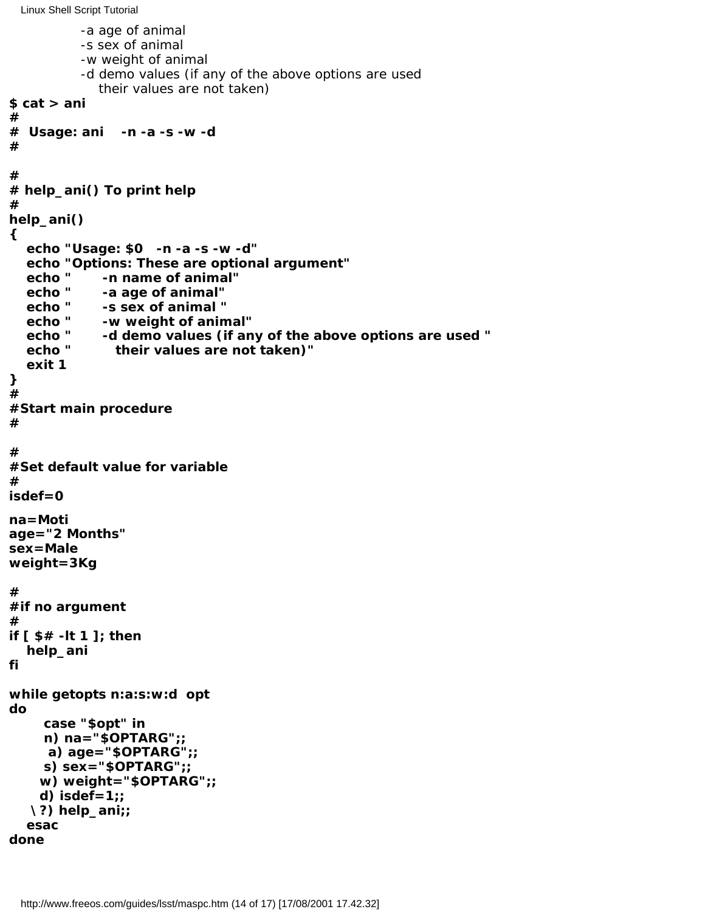```
        -a age of animal
        -s sex of animal
        -w weight of animal
        -d demo values (if any of the above options are used
           their values are not taken)
```

```
$ cat > ani
#
#  Usage: ani    -n -a -s -w -d
#

#
# help_ani() To print help
#
help_ani()
{
   echo "Usage: $0   -n -a -s -w -d"
   echo "Options: These are optional argument"
   echo "       -n name of animal"
   echo "       -a age of animal"
   echo "       -s sex of animal "
   echo "       -w weight of animal"
   echo "       -d demo values (if any of the above options are used "
   echo "          their values are not taken)"
   exit 1
}
#
#Start main procedure
#

#
#Set default value for variable
#
isdef=0

na=Moti
age="2 Months"
sex=Male
weight=3Kg

#
#if no argument
#
if [ $# -lt 1 ]; then
   help_ani
fi

while getopts n:a:s:w:d  opt
do
      case "$opt" in
      n) na="$OPTARG";;
       a) age="$OPTARG";;
      s) sex="$OPTARG";;
     w) weight="$OPTARG";;
     d) isdef=1;;
   \?) help_ani;;
   esac
done
```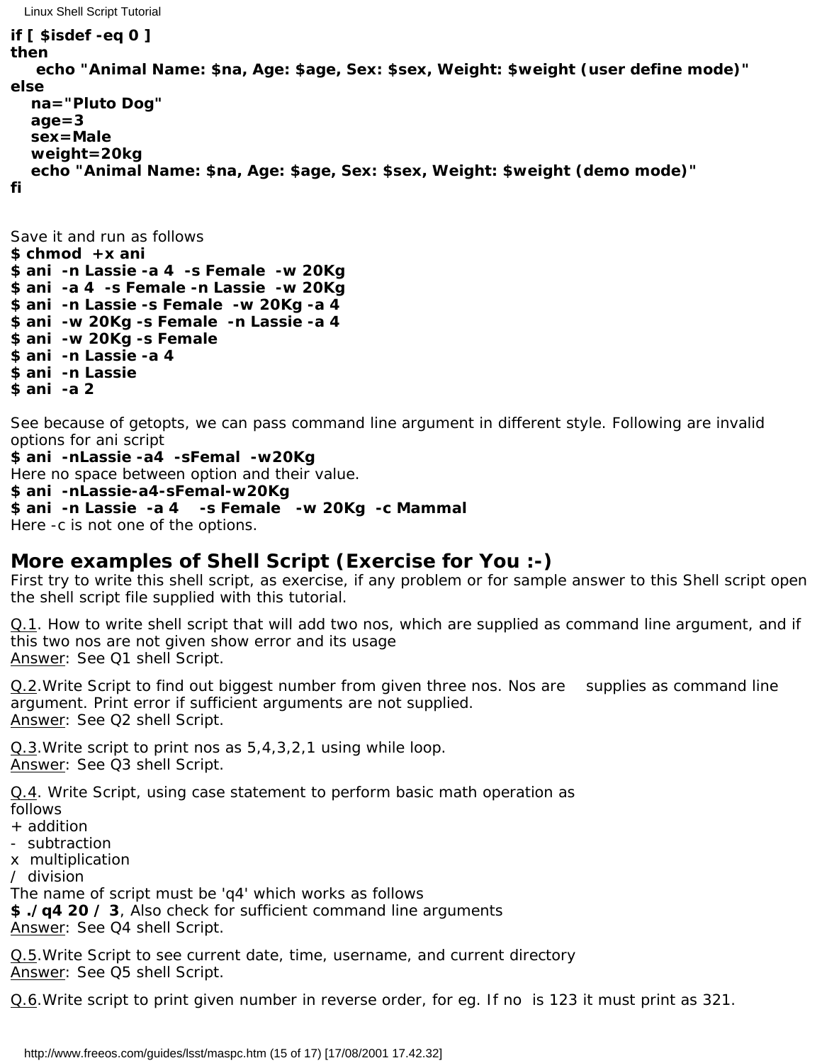```
if [ $isdef -eq 0 ]
then
    echo "Animal Name: $na, Age: $age, Sex: $sex, Weight: $weight (user define mode)"
else
   na="Pluto Dog"
   age=3
   sex=Male
   weight=20kg
   echo "Animal Name: $na, Age: $age, Sex: $sex, Weight: $weight (demo mode)"
fi
```

Save it and run as follows

```
$ chmod  +x ani
$ ani  -n Lassie -a 4  -s Female  -w 20Kg
$ ani  -a 4  -s Female -n Lassie  -w 20Kg
$ ani  -n Lassie -s Female  -w 20Kg -a 4
$ ani  -w 20Kg -s Female  -n Lassie -a 4
$ ani  -w 20Kg -s Female
$ ani  -n Lassie -a 4
$ ani  -n Lassie
$ ani  -a 2
```

See because of getopts, we can pass command line argument in different style. Following are invalid options for ani script

**$ ani  -nLassie -a4  -sFemal  -w20Kg**

Here no space between option and their value.

**$ ani  -nLassie-a4-sFemal-w20Kg**

**$ ani  -n Lassie  -a 4    -s Female   -w 20Kg  -c Mammal**

Here -c is not one of the options.

## More examples of Shell Script (Exercise for You :-)

First try to write this shell script, as exercise, if any problem or for sample answer to this Shell script open the shell script file supplied with this tutorial.

Q.1. How to write shell script that will add two nos, which are supplied as command line argument, and if this two nos are not given show error and its usage

Answer: See Q1 shell Script.

Q.2.Write Script to find out biggest number from given three nos. Nos are  supplies as command line argument. Print error if sufficient arguments are not supplied.

Answer: See Q2 shell Script.

Q.3.Write script to print nos as 5,4,3,2,1 using while loop.

Answer: See Q3 shell Script.

Q.4. Write Script, using case statement to perform basic math operation as follows

+ addition

- subtraction

x multiplication

/ division

The name of script must be 'q4' which works as follows

**$ ./q4 20 / 3**, Also check for sufficient command line arguments

Answer: See Q4 shell Script.

Q.5.Write Script to see current date, time, username, and current directory

Answer: See Q5 shell Script.

Q.6.Write script to print given number in reverse order, for eg. If no  is 123 it must print as 321.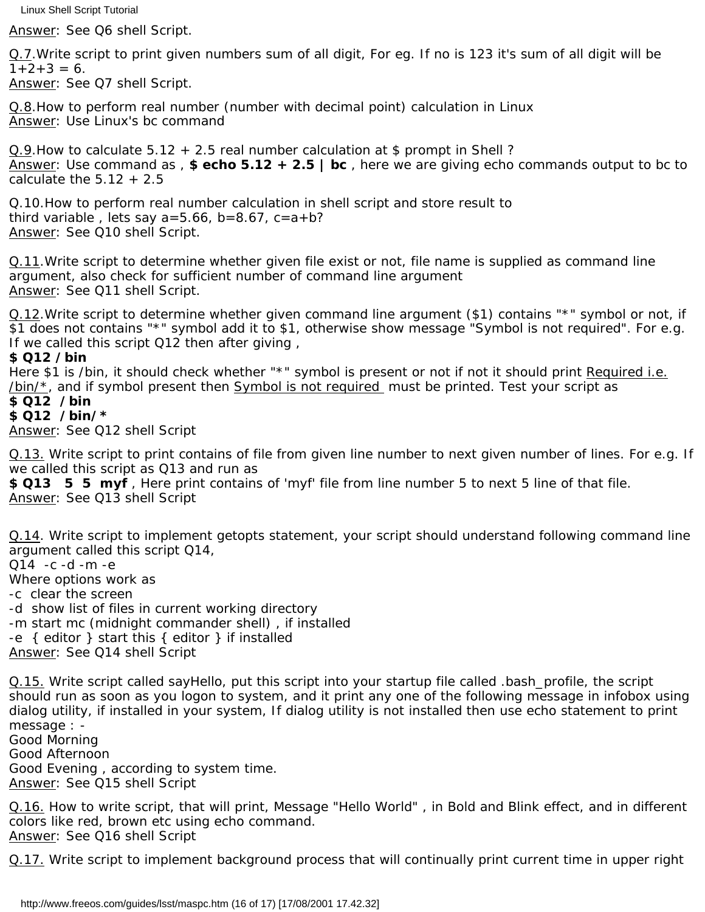<u>Answer</u>: See Q6 shell Script.

<u>Q.7</u>.Write script to print given numbers sum of all digit, For eg. If no is 123 it's sum of all digit will be 1+2+3 = 6.
<u>Answer</u>: See Q7 shell Script.

<u>Q.8</u>.How to perform real number (number with decimal point) calculation in Linux
<u>Answer</u>: Use Linux's bc command

<u>Q.9</u>.How to calculate 5.12 + 2.5 real number calculation at $ prompt in Shell ?
<u>Answer</u>: Use command as , **$ echo 5.12 + 2.5 | bc** , here we are giving echo commands output to bc to calculate the 5.12 + 2.5

Q.10.How to perform real number calculation in shell script and store result to third variable , lets say a=5.66, b=8.67, c=a+b?
<u>Answer</u>: See Q10 shell Script.

<u>Q.11</u>.Write script to determine whether given file exist or not, file name is supplied as command line argument, also check for sufficient number of command line argument
<u>Answer</u>: See Q11 shell Script.

<u>Q.12</u>.Write script to determine whether given command line argument ($1) contains "*" symbol or not, if $1 does not contains "*" symbol add it to $1, otherwise show message "Symbol is not required". For e.g. If we called this script Q12 then after giving ,
**$ Q12 /bin**
Here $1 is /bin, it should check whether "*" symbol is present or not if not it should print <u>Required i.e. /bin/*</u>, and if symbol present then <u>Symbol is not required</u> must be printed. Test your script as
**$ Q12 /bin**
**$ Q12 /bin/***
<u>Answer</u>: See Q12 shell Script

<u>Q.13.</u> Write script to print contains of file from given line number to next given number of lines. For e.g. If we called this script as Q13 and run as
**$ Q13 5 5 myf** , Here print contains of 'myf' file from line number 5 to next 5 line of that file.
<u>Answer</u>: See Q13 shell Script

<u>Q.14</u>. Write script to implement getopts statement, your script should understand following command line argument called this script Q14,
Q14 -c -d -m -e
Where options work as
-c clear the screen
-d show list of files in current working directory
-m start mc (midnight commander shell) , if installed
-e { editor } start this { editor } if installed
<u>Answer</u>: See Q14 shell Script

<u>Q.15.</u> Write script called sayHello, put this script into your startup file called .bash_profile, the script should run as soon as you logon to system, and it print any one of the following message in infobox using dialog utility, if installed in your system, If dialog utility is not installed then use echo statement to print message : -
Good Morning
Good Afternoon
Good Evening , according to system time.
<u>Answer</u>: See Q15 shell Script

<u>Q.16.</u> How to write script, that will print, Message "Hello World" , in Bold and Blink effect, and in different colors like red, brown etc using echo command.
<u>Answer</u>: See Q16 shell Script

<u>Q.17.</u> Write script to implement background process that will continually print current time in upper right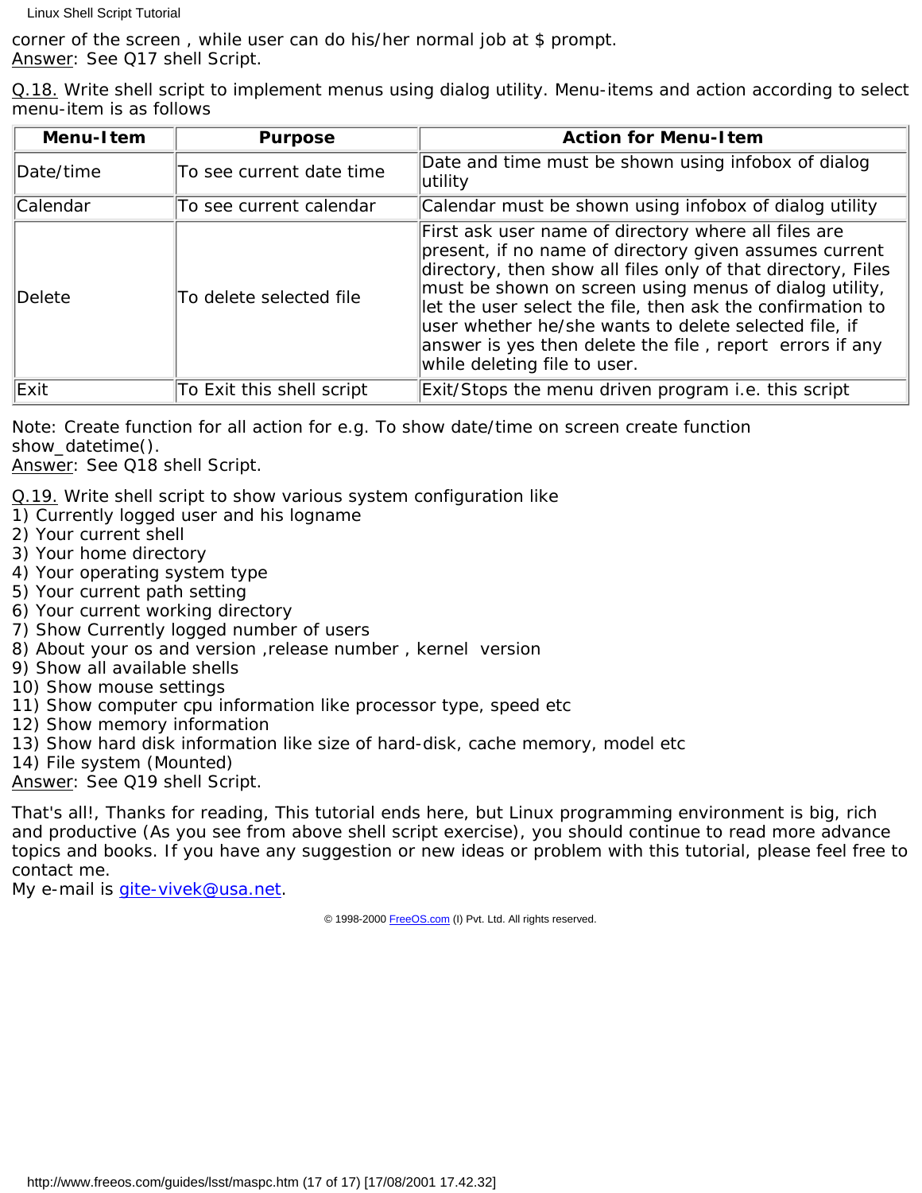corner of the screen , while user can do his/her normal job at $ prompt.
Answer: See Q17 shell Script.

Q.18. Write shell script to implement menus using dialog utility. Menu-items and action according to select menu-item is as follows

| Menu-Item | Purpose | Action for Menu-Item |
| --- | --- | --- |
| Date/time | To see current date time | Date and time must be shown using infobox of dialog utility |
| Calendar | To see current calendar | Calendar must be shown using infobox of dialog utility |
| Delete | To delete selected file | First ask user name of directory where all files are present, if no name of directory given assumes current directory, then show all files only of that directory, Files must be shown on screen using menus of dialog utility, let the user select the file, then ask the confirmation to user whether he/she wants to delete selected file, if answer is yes then delete the file , report errors if any while deleting file to user. |
| Exit | To Exit this shell script | Exit/Stops the menu driven program i.e. this script |

Note: Create function for all action for e.g. To show date/time on screen create function show_datetime().
Answer: See Q18 shell Script.

Q.19. Write shell script to show various system configuration like
1) Currently logged user and his logname
2) Your current shell
3) Your home directory
4) Your operating system type
5) Your current path setting
6) Your current working directory
7) Show Currently logged number of users
8) About your os and version ,release number , kernel version
9) Show all available shells
10) Show mouse settings
11) Show computer cpu information like processor type, speed etc
12) Show memory information
13) Show hard disk information like size of hard-disk, cache memory, model etc
14) File system (Mounted)
Answer: See Q19 shell Script.

That's all!, Thanks for reading, This tutorial ends here, but Linux programming environment is big, rich and productive (As you see from above shell script exercise), you should continue to read more advance topics and books. If you have any suggestion or new ideas or problem with this tutorial, please feel free to contact me.
My e-mail is gite-vivek@usa.net.

© 1998-2000 FreeOS.com (I) Pvt. Ltd. All rights reserved.